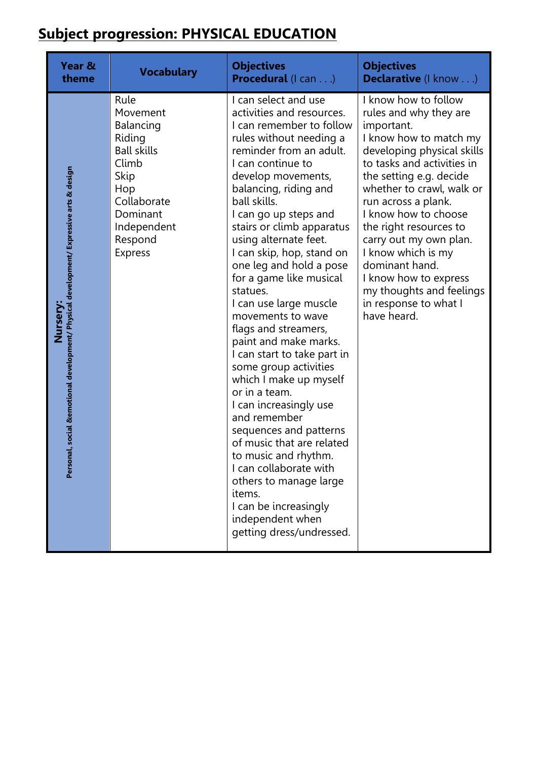# Subject progression: PHYSICAL EDUCATION

| Year & theme | Vocabulary | Objectives **Procedural** (I can . . .) | Objectives **Declarative** (I know . . .) |
|---|---|---|---|
| **Nursery:** Personal, social &emotional development/ Physical development/ Expressive arts & design | Rule<br>Movement<br>Balancing<br>Riding<br>Ball skills<br>Climb<br>Skip<br>Hop<br>Collaborate<br>Dominant<br>Independent<br>Respond<br>Express | I can select and use activities and resources.<br>I can remember to follow rules without needing a reminder from an adult.<br>I can continue to develop movements, balancing, riding and ball skills.<br>I can go up steps and stairs or climb apparatus using alternate feet.<br>I can skip, hop, stand on one leg and hold a pose for a game like musical statues.<br>I can use large muscle movements to wave flags and streamers, paint and make marks.<br>I can start to take part in some group activities which I make up myself or in a team.<br>I can increasingly use and remember sequences and patterns of music that are related to music and rhythm.<br>I can collaborate with others to manage large items.<br>I can be increasingly independent when getting dress/undressed. | I know how to follow rules and why they are important.<br>I know how to match my developing physical skills to tasks and activities in the setting e.g. decide whether to crawl, walk or run across a plank.<br>I know how to choose the right resources to carry out my own plan.<br>I know which is my dominant hand.<br>I know how to express my thoughts and feelings in response to what I have heard. |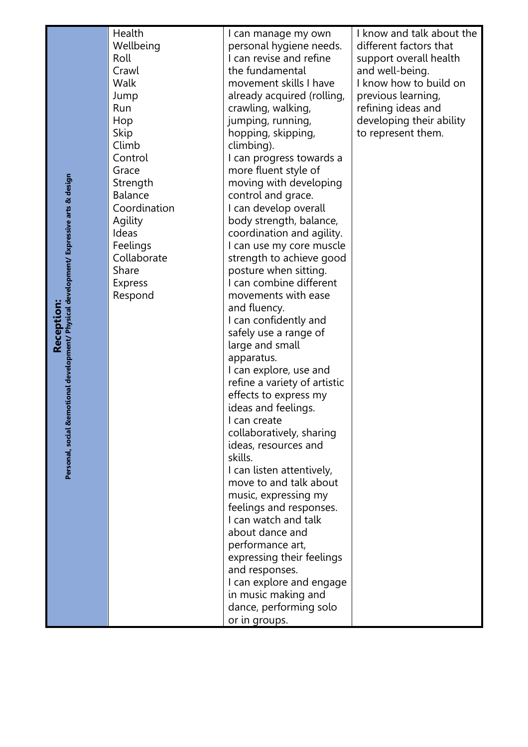| Reception: Personal, social &emotional development/ Physical development/ Expressive arts & design | Health<br>Wellbeing<br>Roll<br>Crawl<br>Walk<br>Jump<br>Run<br>Hop<br>Skip<br>Climb<br>Control<br>Grace<br>Strength<br>Balance<br>Coordination<br>Agility<br>Ideas<br>Feelings<br>Collaborate<br>Share<br>Express<br>Respond | I can manage my own personal hygiene needs.<br>I can revise and refine the fundamental movement skills I have already acquired (rolling, crawling, walking, jumping, running, hopping, skipping, climbing).<br>I can progress towards a more fluent style of moving with developing control and grace.<br>I can develop overall body strength, balance, coordination and agility.<br>I can use my core muscle strength to achieve good posture when sitting.<br>I can combine different movements with ease and fluency.<br>I can confidently and safely use a range of large and small apparatus.<br>I can explore, use and refine a variety of artistic effects to express my ideas and feelings.<br>I can create collaboratively, sharing ideas, resources and skills.<br>I can listen attentively, move to and talk about music, expressing my feelings and responses.<br>I can watch and talk about dance and performance art, expressing their feelings and responses.<br>I can explore and engage in music making and dance, performing solo or in groups. | I know and talk about the different factors that support overall health and well-being.<br>I know how to build on previous learning, refining ideas and developing their ability to represent them. |
|---|---|---|---|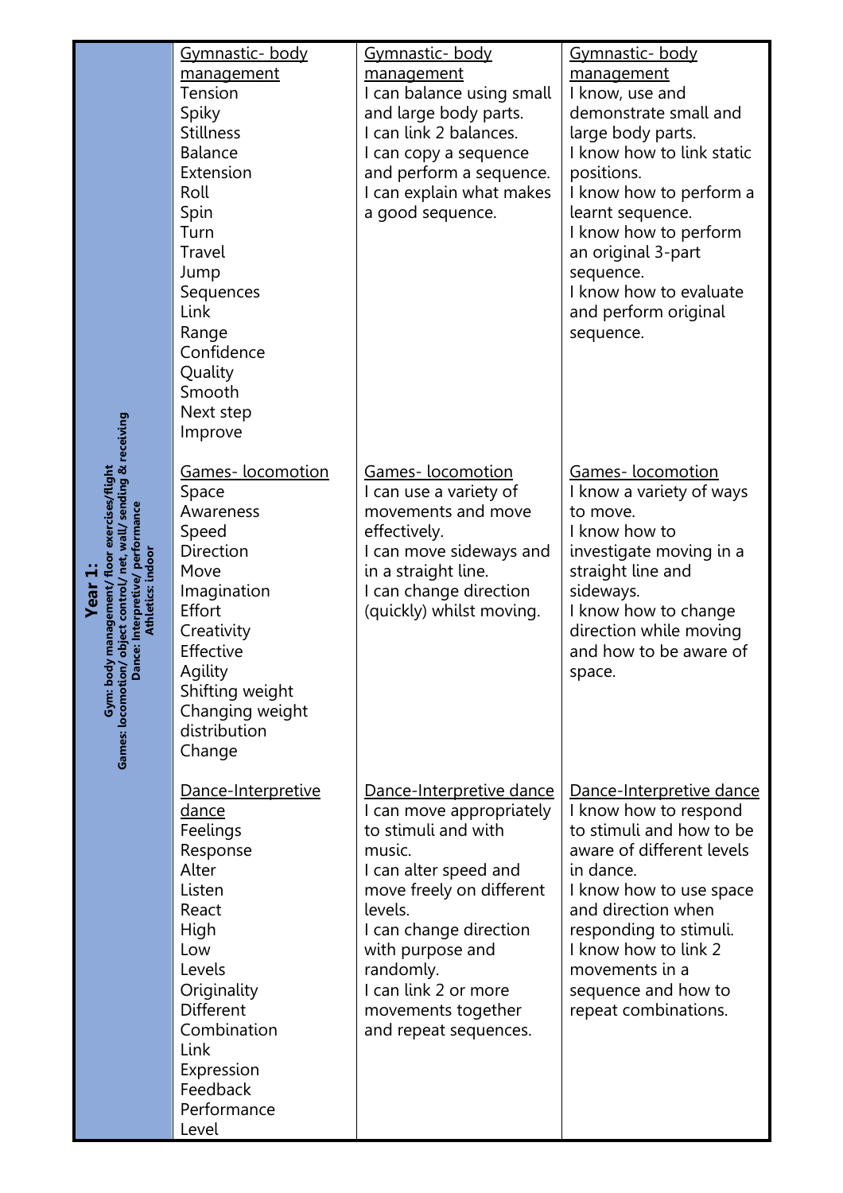| Year 1: Gym: body management/ floor exercises/flight Games: locomotion/ object control/ net, wall/ sending & receiving Dance: Interpretive/ performance Athletics: indoor | | | |
|---|---|---|---|
| | Gymnastic- body management<br>Tension<br>Spiky<br>Stillness<br>Balance<br>Extension<br>Roll<br>Spin<br>Turn<br>Travel<br>Jump<br>Sequences<br>Link<br>Range<br>Confidence<br>Quality<br>Smooth<br>Next step<br>Improve | Gymnastic- body management<br>I can balance using small and large body parts.<br>I can link 2 balances.<br>I can copy a sequence and perform a sequence.<br>I can explain what makes a good sequence. | Gymnastic- body management<br>I know, use and demonstrate small and large body parts.<br>I know how to link static positions.<br>I know how to perform a learnt sequence.<br>I know how to perform an original 3-part sequence.<br>I know how to evaluate and perform original sequence. |
| | Games- locomotion<br>Space<br>Awareness<br>Speed<br>Direction<br>Move<br>Imagination<br>Effort<br>Creativity<br>Effective<br>Agility<br>Shifting weight<br>Changing weight distribution<br>Change | Games- locomotion<br>I can use a variety of movements and move effectively.<br>I can move sideways and in a straight line.<br>I can change direction (quickly) whilst moving. | Games- locomotion<br>I know a variety of ways to move.<br>I know how to investigate moving in a straight line and sideways.<br>I know how to change direction while moving and how to be aware of space. |
| | Dance-Interpretive dance<br>Feelings<br>Response<br>Alter<br>Listen<br>React<br>High<br>Low<br>Levels<br>Originality<br>Different<br>Combination<br>Link<br>Expression<br>Feedback<br>Performance<br>Level | Dance-Interpretive dance<br>I can move appropriately to stimuli and with music.<br>I can alter speed and move freely on different levels.<br>I can change direction with purpose and randomly.<br>I can link 2 or more movements together and repeat sequences. | Dance-Interpretive dance<br>I know how to respond to stimuli and how to be aware of different levels in dance.<br>I know how to use space and direction when responding to stimuli.<br>I know how to link 2 movements in a sequence and how to repeat combinations. |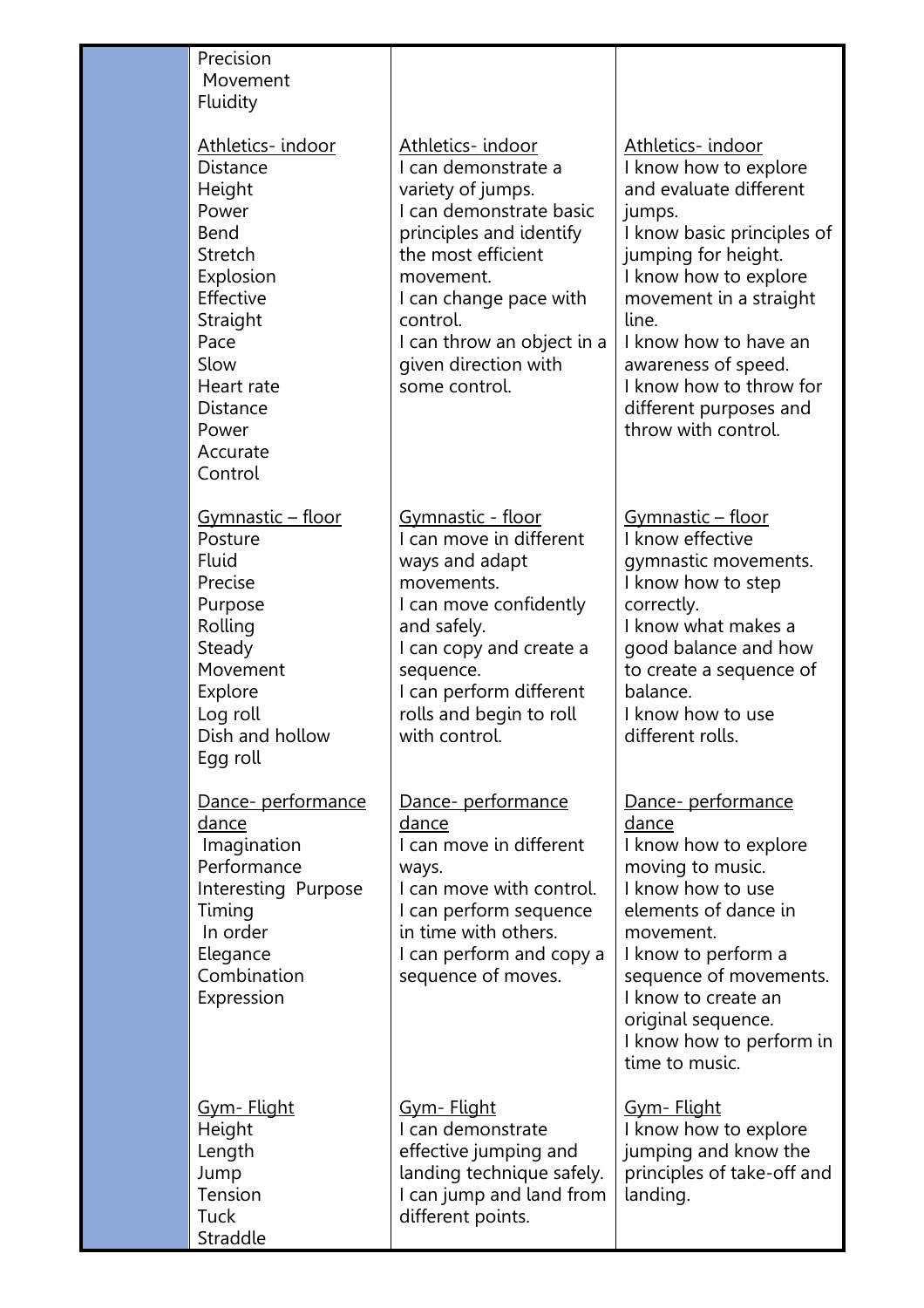| | | | |
|---|---|---|---|
| | Precision<br>Movement<br>Fluidity | | |
| | <u>Athletics- indoor</u><br>Distance<br>Height<br>Power<br>Bend<br>Stretch<br>Explosion<br>Effective<br>Straight<br>Pace<br>Slow<br>Heart rate<br>Distance<br>Power<br>Accurate<br>Control | <u>Athletics- indoor</u><br>I can demonstrate a variety of jumps.<br>I can demonstrate basic principles and identify the most efficient movement.<br>I can change pace with control.<br>I can throw an object in a given direction with some control. | <u>Athletics- indoor</u><br>I know how to explore and evaluate different jumps.<br>I know basic principles of jumping for height.<br>I know how to explore movement in a straight line.<br>I know how to have an awareness of speed.<br>I know how to throw for different purposes and throw with control. |
| | <u>Gymnastic – floor</u><br>Posture<br>Fluid<br>Precise<br>Purpose<br>Rolling<br>Steady<br>Movement<br>Explore<br>Log roll<br>Dish and hollow<br>Egg roll | <u>Gymnastic - floor</u><br>I can move in different ways and adapt movements.<br>I can move confidently and safely.<br>I can copy and create a sequence.<br>I can perform different rolls and begin to roll with control. | <u>Gymnastic – floor</u><br>I know effective gymnastic movements.<br>I know how to step correctly.<br>I know what makes a good balance and how to create a sequence of balance.<br>I know how to use different rolls. |
| | <u>Dance- performance dance</u><br>Imagination<br>Performance<br>Interesting Purpose<br>Timing<br>In order<br>Elegance<br>Combination<br>Expression | <u>Dance- performance dance</u><br>I can move in different ways.<br>I can move with control.<br>I can perform sequence in time with others.<br>I can perform and copy a sequence of moves. | <u>Dance- performance dance</u><br>I know how to explore moving to music.<br>I know how to use elements of dance in movement.<br>I know to perform a sequence of movements.<br>I know to create an original sequence.<br>I know how to perform in time to music. |
| | <u>Gym- Flight</u><br>Height<br>Length<br>Jump<br>Tension<br>Tuck<br>Straddle | <u>Gym- Flight</u><br>I can demonstrate effective jumping and landing technique safely.<br>I can jump and land from different points. | <u>Gym- Flight</u><br>I know how to explore jumping and know the principles of take-off and landing. |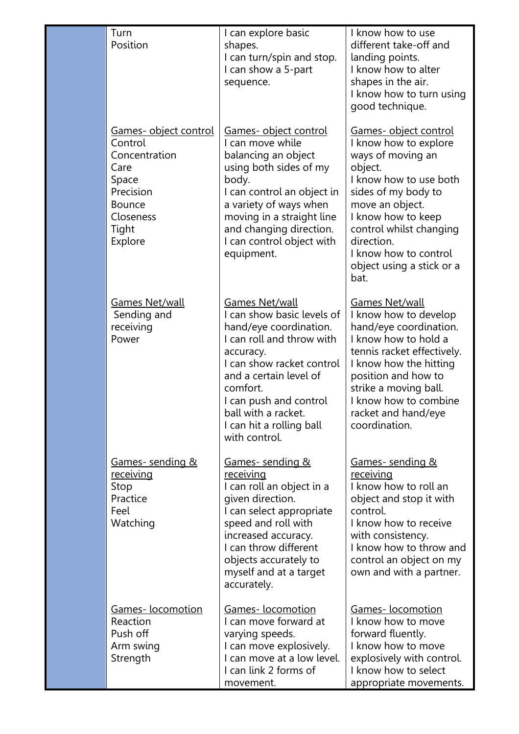| | | | |
|---|---|---|---|
| | Turn<br>Position | I can explore basic shapes.<br>I can turn/spin and stop.<br>I can show a 5-part sequence. | I know how to use different take-off and landing points.<br>I know how to alter shapes in the air.<br>I know how to turn using good technique. |
| | <u>Games- object control</u><br>Control<br>Concentration<br>Care<br>Space<br>Precision<br>Bounce<br>Closeness<br>Tight<br>Explore | <u>Games- object control</u><br>I can move while balancing an object using both sides of my body.<br>I can control an object in a variety of ways when moving in a straight line and changing direction.<br>I can control object with equipment. | <u>Games- object control</u><br>I know how to explore ways of moving an object.<br>I know how to use both sides of my body to move an object.<br>I know how to keep control whilst changing direction.<br>I know how to control object using a stick or a bat. |
| | <u>Games Net/wall</u><br>Sending and receiving<br>Power | <u>Games Net/wall</u><br>I can show basic levels of hand/eye coordination.<br>I can roll and throw with accuracy.<br>I can show racket control and a certain level of comfort.<br>I can push and control ball with a racket.<br>I can hit a rolling ball with control. | <u>Games Net/wall</u><br>I know how to develop hand/eye coordination.<br>I know how to hold a tennis racket effectively.<br>I know how the hitting position and how to strike a moving ball.<br>I know how to combine racket and hand/eye coordination. |
| | <u>Games- sending & receiving</u><br>Stop<br>Practice<br>Feel<br>Watching | <u>Games- sending & receiving</u><br>I can roll an object in a given direction.<br>I can select appropriate speed and roll with increased accuracy.<br>I can throw different objects accurately to myself and at a target accurately. | <u>Games- sending & receiving</u><br>I know how to roll an object and stop it with control.<br>I know how to receive with consistency.<br>I know how to throw and control an object on my own and with a partner. |
| | <u>Games- locomotion</u><br>Reaction<br>Push off<br>Arm swing<br>Strength | <u>Games- locomotion</u><br>I can move forward at varying speeds.<br>I can move explosively.<br>I can move at a low level.<br>I can link 2 forms of movement. | <u>Games- locomotion</u><br>I know how to move forward fluently.<br>I know how to move explosively with control.<br>I know how to select appropriate movements. |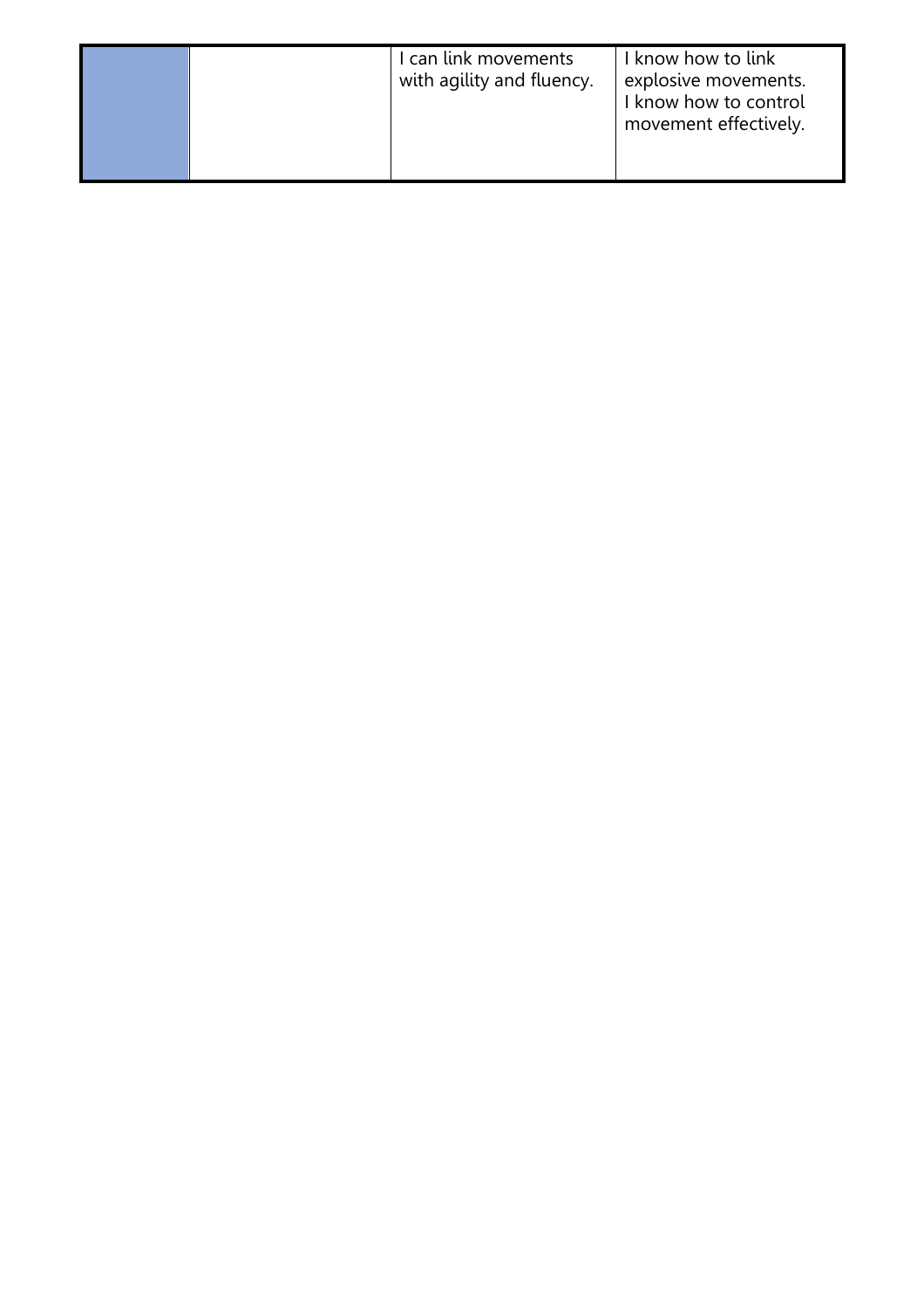| | | | |
|---|---|---|---|
| | | I can link movements with agility and fluency. | I know how to link explosive movements. I know how to control movement effectively. |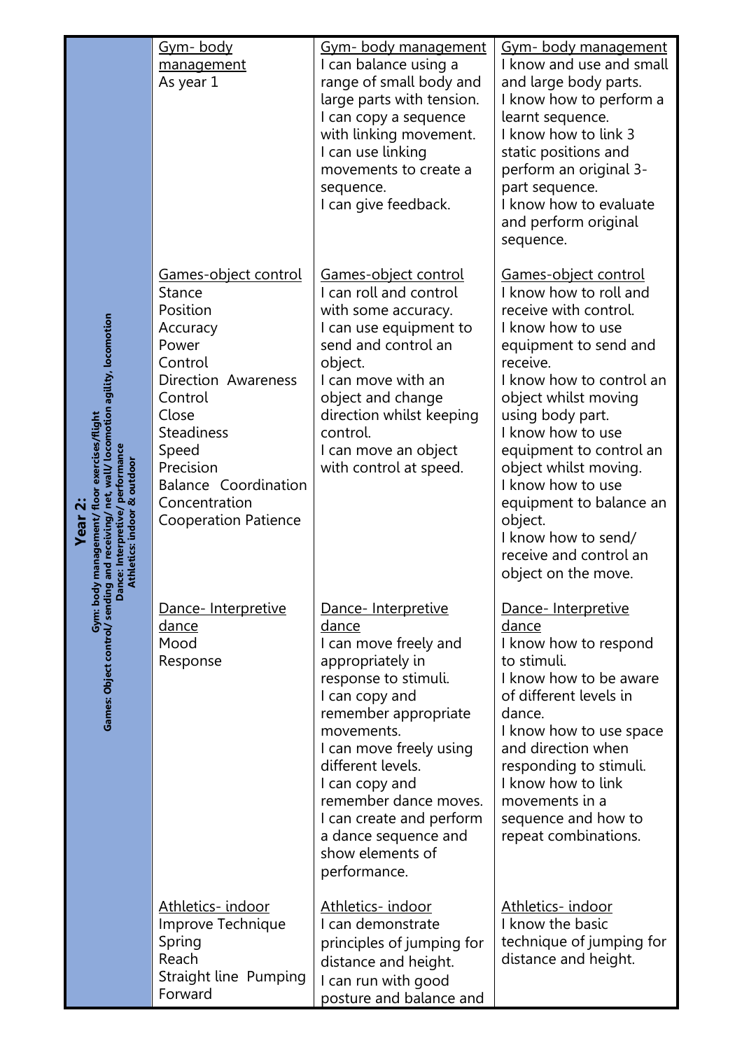| **Year 2:** Gym: body management/ floor exercises/flight Games: Object control/ sending and receiving/ net, wall/ locomotion agility, locomotion Dance: Interpretive/ performance Athletics: indoor & outdoor | <u>Gym- body management</u><br>As year 1 | <u>Gym- body management</u><br>I can balance using a range of small body and large parts with tension.<br>I can copy a sequence with linking movement.<br>I can use linking movements to create a sequence.<br>I can give feedback. | <u>Gym- body management</u><br>I know and use and small and large body parts.<br>I know how to perform a learnt sequence.<br>I know how to link 3 static positions and perform an original 3-part sequence.<br>I know how to evaluate and perform original sequence. |
|---|---|---|---|
| | <u>Games-object control</u><br>Stance<br>Position<br>Accuracy<br>Power<br>Control<br>Direction Awareness<br>Control<br>Close<br>Steadiness<br>Speed<br>Precision<br>Balance Coordination<br>Concentration<br>Cooperation Patience | <u>Games-object control</u><br>I can roll and control with some accuracy.<br>I can use equipment to send and control an object.<br>I can move with an object and change direction whilst keeping control.<br>I can move an object with control at speed. | <u>Games-object control</u><br>I know how to roll and receive with control.<br>I know how to use equipment to send and receive.<br>I know how to control an object whilst moving using body part.<br>I know how to use equipment to control an object whilst moving.<br>I know how to use equipment to balance an object.<br>I know how to send/ receive and control an object on the move. |
| | <u>Dance- Interpretive dance</u><br>Mood<br>Response | <u>Dance- Interpretive dance</u><br>I can move freely and appropriately in response to stimuli.<br>I can copy and remember appropriate movements.<br>I can move freely using different levels.<br>I can copy and remember dance moves.<br>I can create and perform a dance sequence and show elements of performance. | <u>Dance- Interpretive dance</u><br>I know how to respond to stimuli.<br>I know how to be aware of different levels in dance.<br>I know how to use space and direction when responding to stimuli.<br>I know how to link movements in a sequence and how to repeat combinations. |
| | <u>Athletics- indoor</u><br>Improve Technique<br>Spring<br>Reach<br>Straight line Pumping<br>Forward | <u>Athletics- indoor</u><br>I can demonstrate principles of jumping for distance and height.<br>I can run with good posture and balance and | <u>Athletics- indoor</u><br>I know the basic technique of jumping for distance and height. |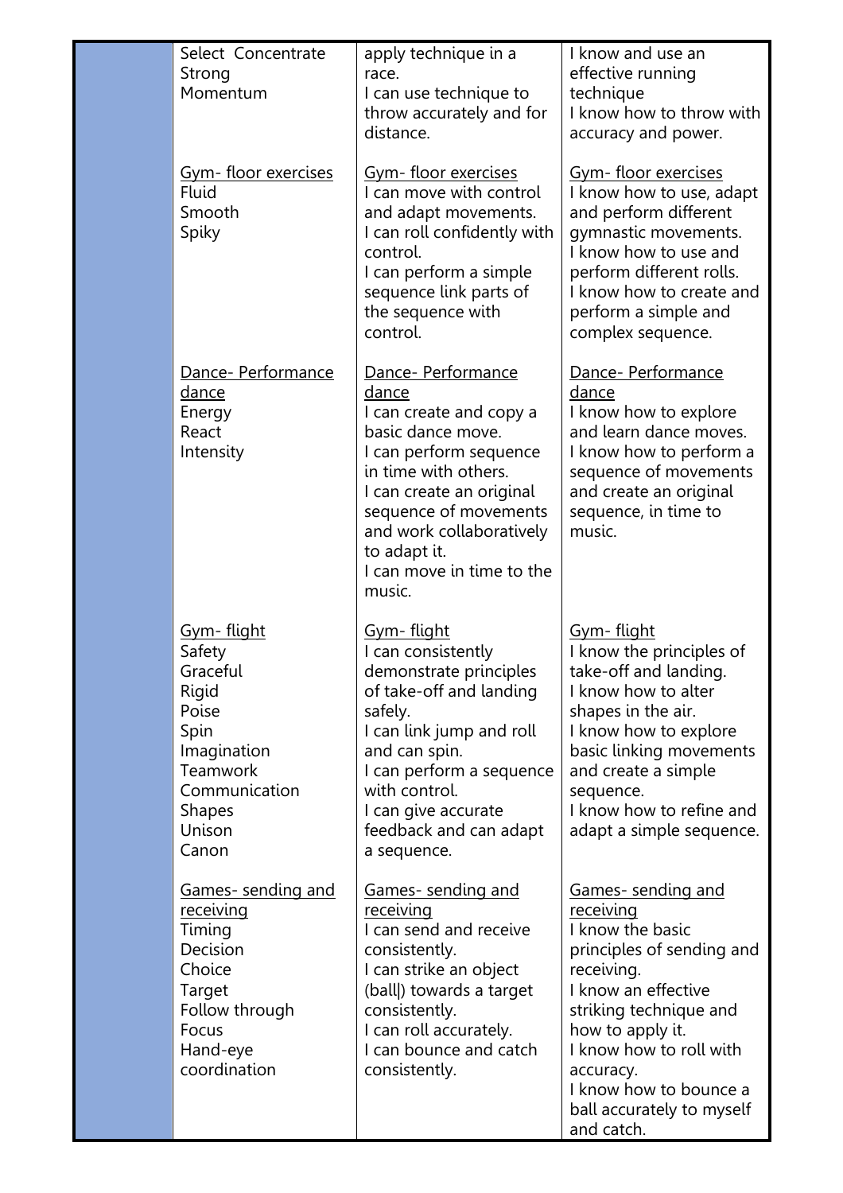| | | | |
|---|---|---|---|
| | Select Concentrate<br>Strong<br>Momentum | apply technique in a race.<br>I can use technique to throw accurately and for distance. | I know and use an effective running technique<br>I know how to throw with accuracy and power. |
| | <u>Gym- floor exercises</u><br>Fluid<br>Smooth<br>Spiky | <u>Gym- floor exercises</u><br>I can move with control and adapt movements.<br>I can roll confidently with control.<br>I can perform a simple sequence link parts of the sequence with control. | <u>Gym- floor exercises</u><br>I know how to use, adapt and perform different gymnastic movements.<br>I know how to use and perform different rolls.<br>I know how to create and perform a simple and complex sequence. |
| | <u>Dance- Performance dance</u><br>Energy<br>React<br>Intensity | <u>Dance- Performance dance</u><br>I can create and copy a basic dance move.<br>I can perform sequence in time with others.<br>I can create an original sequence of movements and work collaboratively to adapt it.<br>I can move in time to the music. | <u>Dance- Performance dance</u><br>I know how to explore and learn dance moves.<br>I know how to perform a sequence of movements and create an original sequence, in time to music. |
| | <u>Gym- flight</u><br>Safety<br>Graceful<br>Rigid<br>Poise<br>Spin<br>Imagination<br>Teamwork<br>Communication<br>Shapes<br>Unison<br>Canon | <u>Gym- flight</u><br>I can consistently demonstrate principles of take-off and landing safely.<br>I can link jump and roll and can spin.<br>I can perform a sequence with control.<br>I can give accurate feedback and can adapt a sequence. | <u>Gym- flight</u><br>I know the principles of take-off and landing.<br>I know how to alter shapes in the air.<br>I know how to explore basic linking movements and create a simple sequence.<br>I know how to refine and adapt a simple sequence. |
| | <u>Games- sending and receiving</u><br>Timing<br>Decision<br>Choice<br>Target<br>Follow through<br>Focus<br>Hand-eye coordination | <u>Games- sending and receiving</u><br>I can send and receive consistently.<br>I can strike an object (ball\|) towards a target consistently.<br>I can roll accurately.<br>I can bounce and catch consistently. | <u>Games- sending and receiving</u><br>I know the basic principles of sending and receiving.<br>I know an effective striking technique and how to apply it.<br>I know how to roll with accuracy.<br>I know how to bounce a ball accurately to myself and catch. |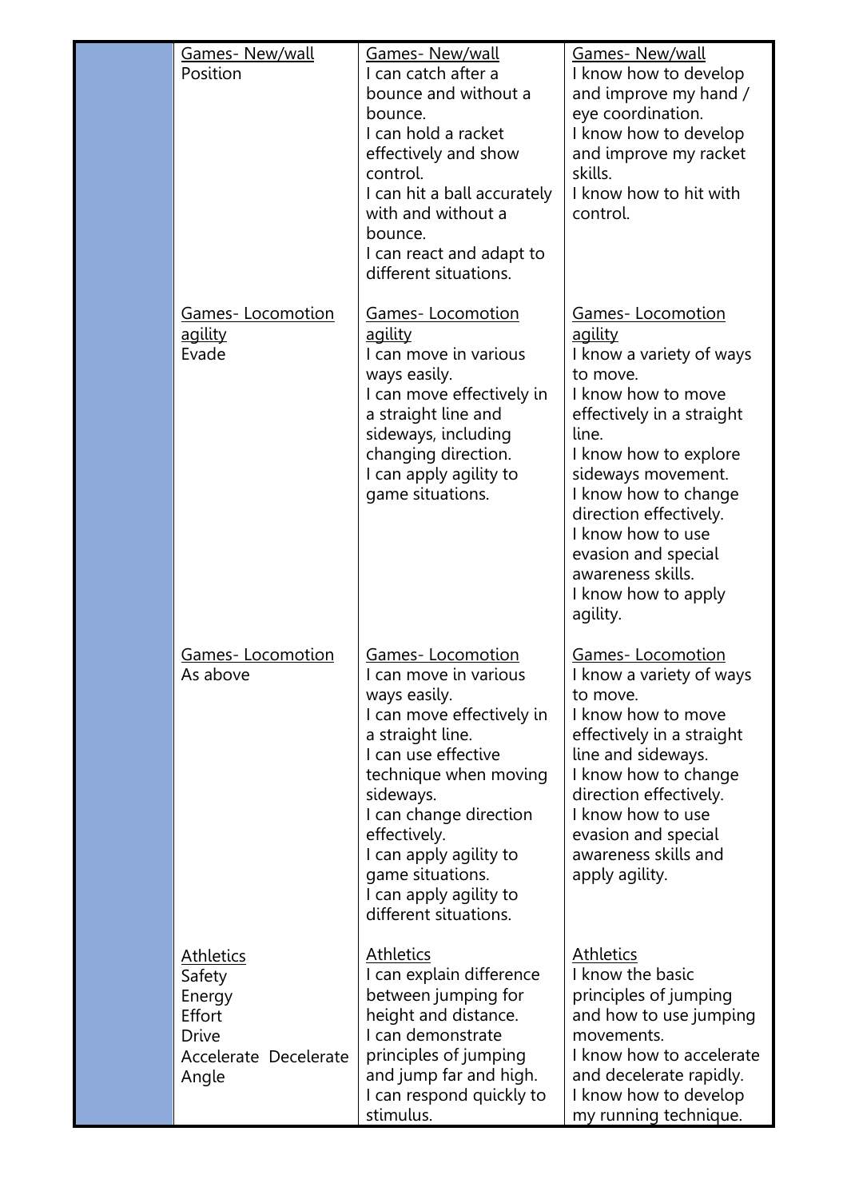| | | | |
|---|---|---|---|
| | Games- New/wall<br>Position | Games- New/wall<br>I can catch after a bounce and without a bounce.<br>I can hold a racket effectively and show control.<br>I can hit a ball accurately with and without a bounce.<br>I can react and adapt to different situations. | Games- New/wall<br>I know how to develop and improve my hand / eye coordination.<br>I know how to develop and improve my racket skills.<br>I know how to hit with control. |
| | Games- Locomotion agility<br>Evade | Games- Locomotion agility<br>I can move in various ways easily.<br>I can move effectively in a straight line and sideways, including changing direction.<br>I can apply agility to game situations. | Games- Locomotion agility<br>I know a variety of ways to move.<br>I know how to move effectively in a straight line.<br>I know how to explore sideways movement.<br>I know how to change direction effectively.<br>I know how to use evasion and special awareness skills.<br>I know how to apply agility. |
| | Games- Locomotion<br>As above | Games- Locomotion<br>I can move in various ways easily.<br>I can move effectively in a straight line.<br>I can use effective technique when moving sideways.<br>I can change direction effectively.<br>I can apply agility to game situations.<br>I can apply agility to different situations. | Games- Locomotion<br>I know a variety of ways to move.<br>I know how to move effectively in a straight line and sideways.<br>I know how to change direction effectively.<br>I know how to use evasion and special awareness skills and apply agility. |
| | Athletics<br>Safety<br>Energy<br>Effort<br>Drive<br>Accelerate Decelerate<br>Angle | Athletics<br>I can explain difference between jumping for height and distance.<br>I can demonstrate principles of jumping and jump far and high.<br>I can respond quickly to stimulus. | Athletics<br>I know the basic principles of jumping and how to use jumping movements.<br>I know how to accelerate and decelerate rapidly.<br>I know how to develop my running technique. |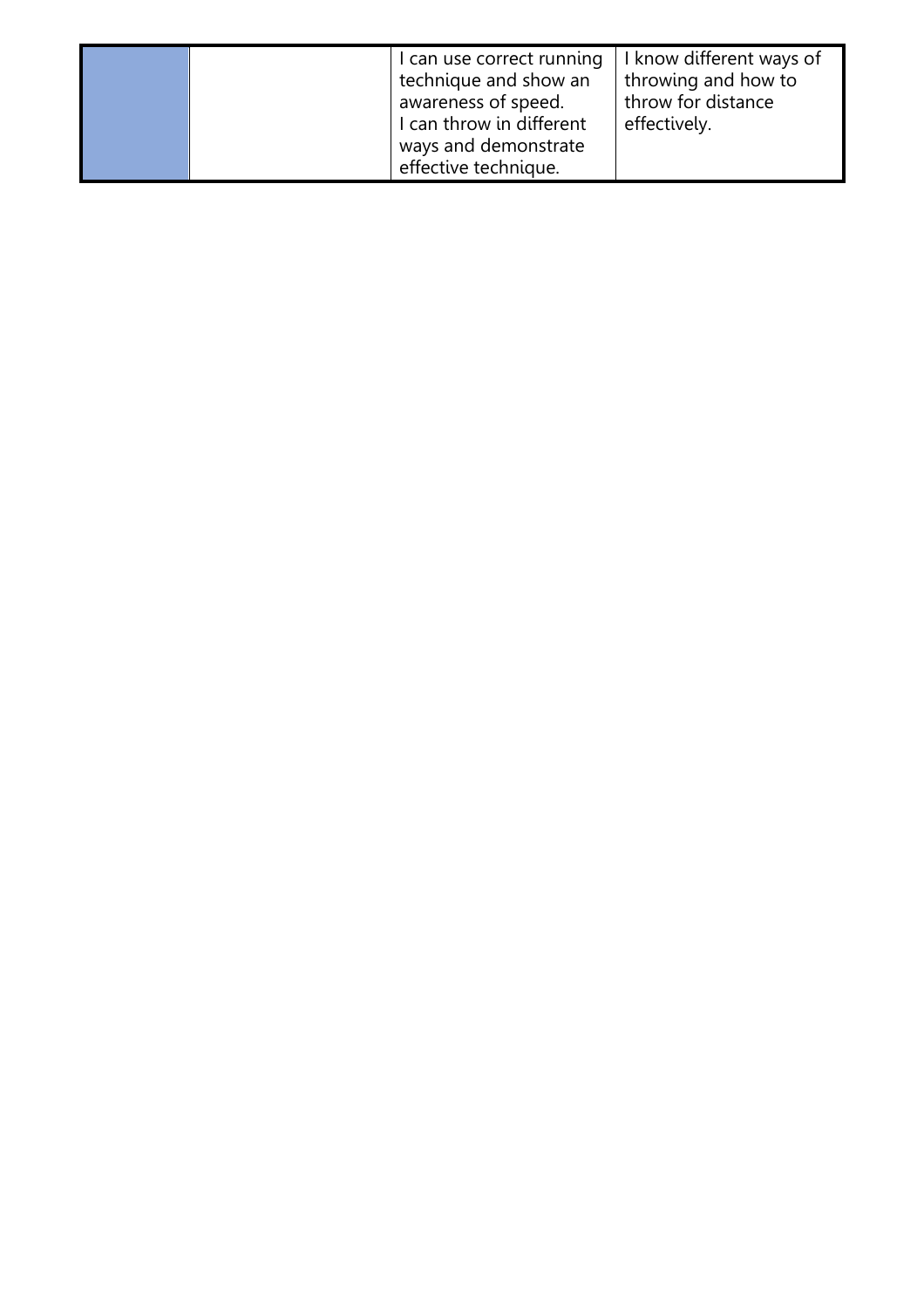| | | | |
|---|---|---|---|
| | | I can use correct running technique and show an awareness of speed.<br>I can throw in different ways and demonstrate effective technique. | I know different ways of throwing and how to throw for distance effectively. |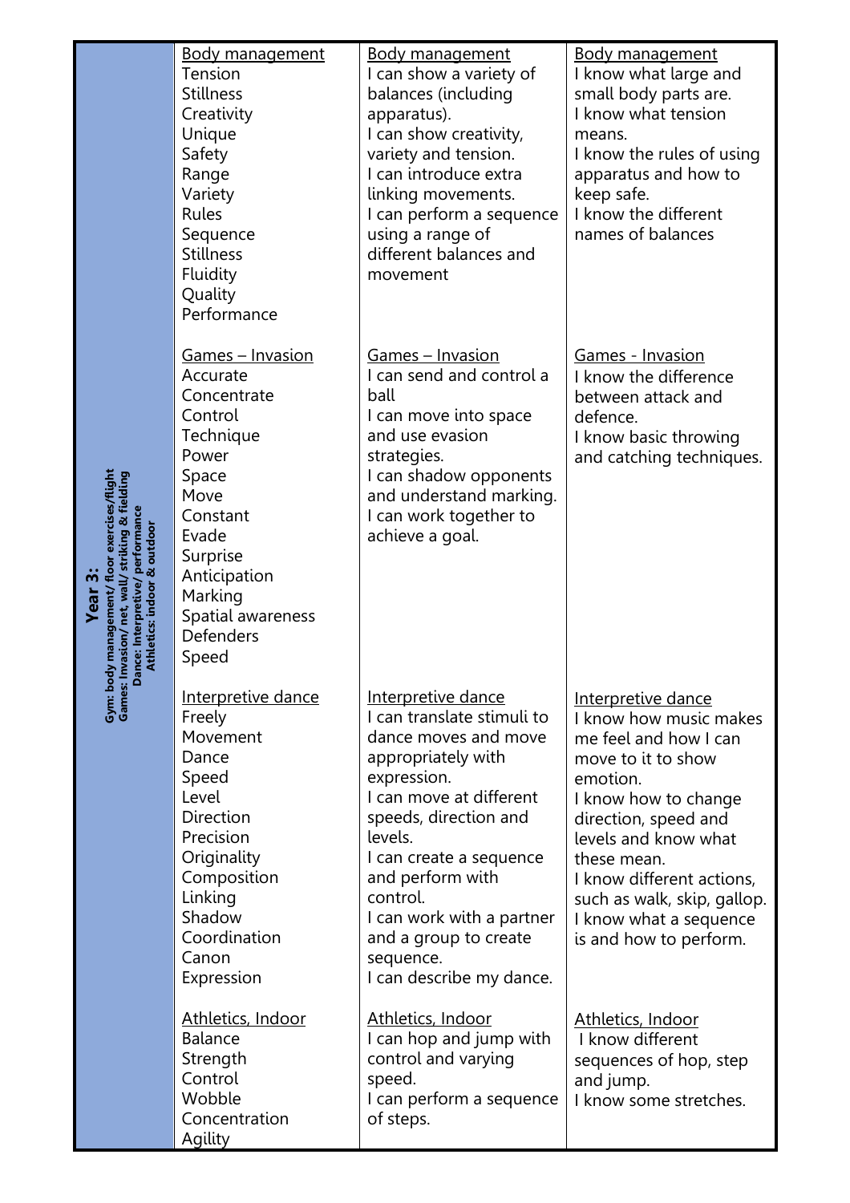| Year 3: Gym: body management/ floor exercises/flight Games: Invasion/ net, wall/ striking & fielding Dance: Interpretive/ performance Athletics: indoor & outdoor | | | |
|---|---|---|---|
| | <u>Body management</u><br>Tension<br>Stillness<br>Creativity<br>Unique<br>Safety<br>Range<br>Variety<br>Rules<br>Sequence<br>Stillness<br>Fluidity<br>Quality<br>Performance | <u>Body management</u><br>I can show a variety of balances (including apparatus).<br>I can show creativity, variety and tension.<br>I can introduce extra linking movements.<br>I can perform a sequence using a range of different balances and movement | <u>Body management</u><br>I know what large and small body parts are.<br>I know what tension means.<br>I know the rules of using apparatus and how to keep safe.<br>I know the different names of balances |
| | <u>Games – Invasion</u><br>Accurate<br>Concentrate<br>Control<br>Technique<br>Power<br>Space<br>Move<br>Constant<br>Evade<br>Surprise<br>Anticipation<br>Marking<br>Spatial awareness<br>Defenders<br>Speed | <u>Games – Invasion</u><br>I can send and control a ball<br>I can move into space and use evasion strategies.<br>I can shadow opponents and understand marking.<br>I can work together to achieve a goal. | <u>Games - Invasion</u><br>I know the difference between attack and defence.<br>I know basic throwing and catching techniques. |
| | <u>Interpretive dance</u><br>Freely<br>Movement<br>Dance<br>Speed<br>Level<br>Direction<br>Precision<br>Originality<br>Composition<br>Linking<br>Shadow<br>Coordination<br>Canon<br>Expression | <u>Interpretive dance</u><br>I can translate stimuli to dance moves and move appropriately with expression.<br>I can move at different speeds, direction and levels.<br>I can create a sequence and perform with control.<br>I can work with a partner and a group to create sequence.<br>I can describe my dance. | <u>Interpretive dance</u><br>I know how music makes me feel and how I can move to it to show emotion.<br>I know how to change direction, speed and levels and know what these mean.<br>I know different actions, such as walk, skip, gallop.<br>I know what a sequence is and how to perform. |
| | <u>Athletics, Indoor</u><br>Balance<br>Strength<br>Control<br>Wobble<br>Concentration<br>Agility | <u>Athletics, Indoor</u><br>I can hop and jump with control and varying speed.<br>I can perform a sequence of steps. | <u>Athletics, Indoor</u><br>I know different sequences of hop, step and jump.<br>I know some stretches. |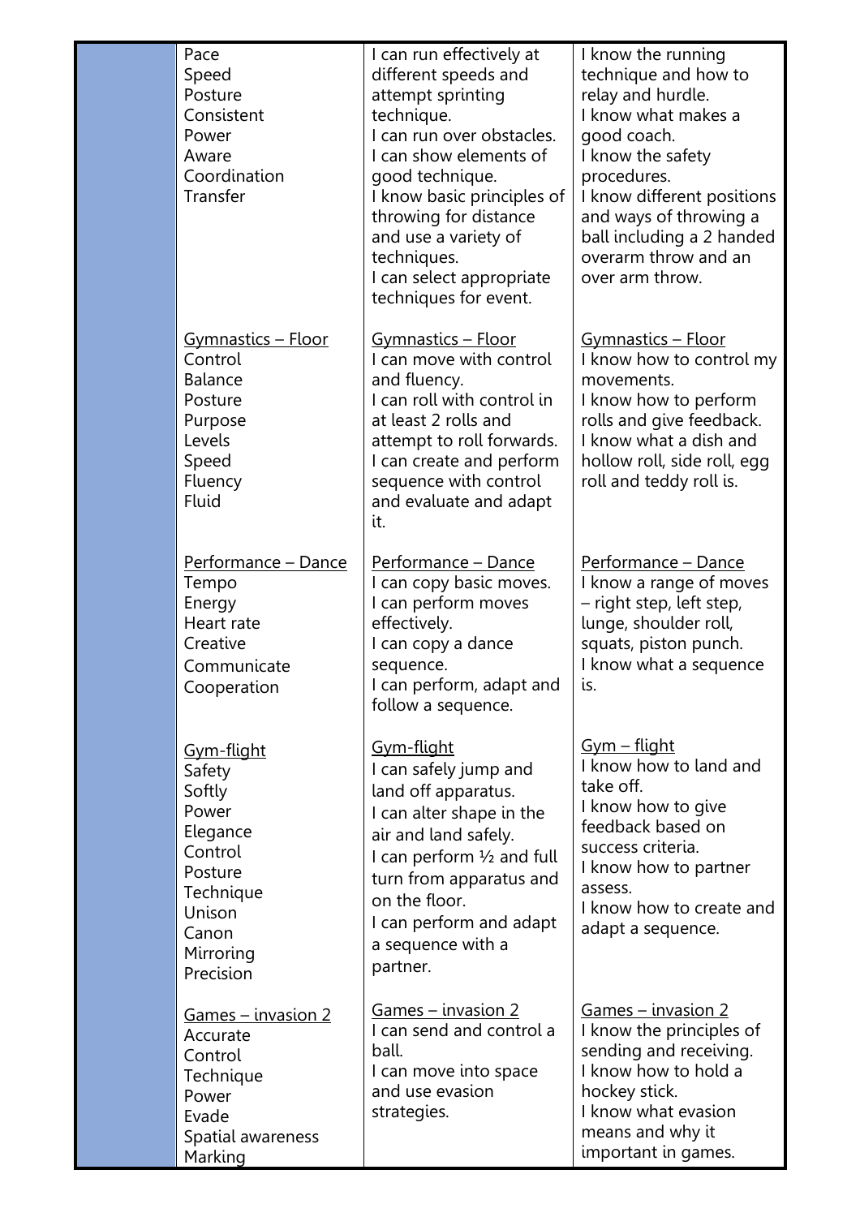| | | | |
|---|---|---|---|
| | Pace<br>Speed<br>Posture<br>Consistent<br>Power<br>Aware<br>Coordination<br>Transfer | I can run effectively at different speeds and attempt sprinting technique.<br>I can run over obstacles.<br>I can show elements of good technique.<br>I know basic principles of throwing for distance and use a variety of techniques.<br>I can select appropriate techniques for event. | I know the running technique and how to relay and hurdle.<br>I know what makes a good coach.<br>I know the safety procedures.<br>I know different positions and ways of throwing a ball including a 2 handed overarm throw and an over arm throw. |
| | <u>Gymnastics – Floor</u><br>Control<br>Balance<br>Posture<br>Purpose<br>Levels<br>Speed<br>Fluency<br>Fluid | <u>Gymnastics – Floor</u><br>I can move with control and fluency.<br>I can roll with control in at least 2 rolls and attempt to roll forwards.<br>I can create and perform sequence with control and evaluate and adapt it. | <u>Gymnastics – Floor</u><br>I know how to control my movements.<br>I know how to perform rolls and give feedback.<br>I know what a dish and hollow roll, side roll, egg roll and teddy roll is. |
| | <u>Performance – Dance</u><br>Tempo<br>Energy<br>Heart rate<br>Creative<br>Communicate<br>Cooperation | <u>Performance – Dance</u><br>I can copy basic moves.<br>I can perform moves effectively.<br>I can copy a dance sequence.<br>I can perform, adapt and follow a sequence. | <u>Performance – Dance</u><br>I know a range of moves – right step, left step, lunge, shoulder roll, squats, piston punch.<br>I know what a sequence is. |
| | <u>Gym-flight</u><br>Safety<br>Softly<br>Power<br>Elegance<br>Control<br>Posture<br>Technique<br>Unison<br>Canon<br>Mirroring<br>Precision | <u>Gym-flight</u><br>I can safely jump and land off apparatus.<br>I can alter shape in the air and land safely.<br>I can perform ½ and full turn from apparatus and on the floor.<br>I can perform and adapt a sequence with a partner. | <u>Gym – flight</u><br>I know how to land and take off.<br>I know how to give feedback based on success criteria.<br>I know how to partner assess.<br>I know how to create and adapt a sequence. |
| | <u>Games – invasion 2</u><br>Accurate<br>Control<br>Technique<br>Power<br>Evade<br>Spatial awareness<br>Marking | <u>Games – invasion 2</u><br>I can send and control a ball.<br>I can move into space and use evasion strategies. | <u>Games – invasion 2</u><br>I know the principles of sending and receiving.<br>I know how to hold a hockey stick.<br>I know what evasion means and why it important in games. |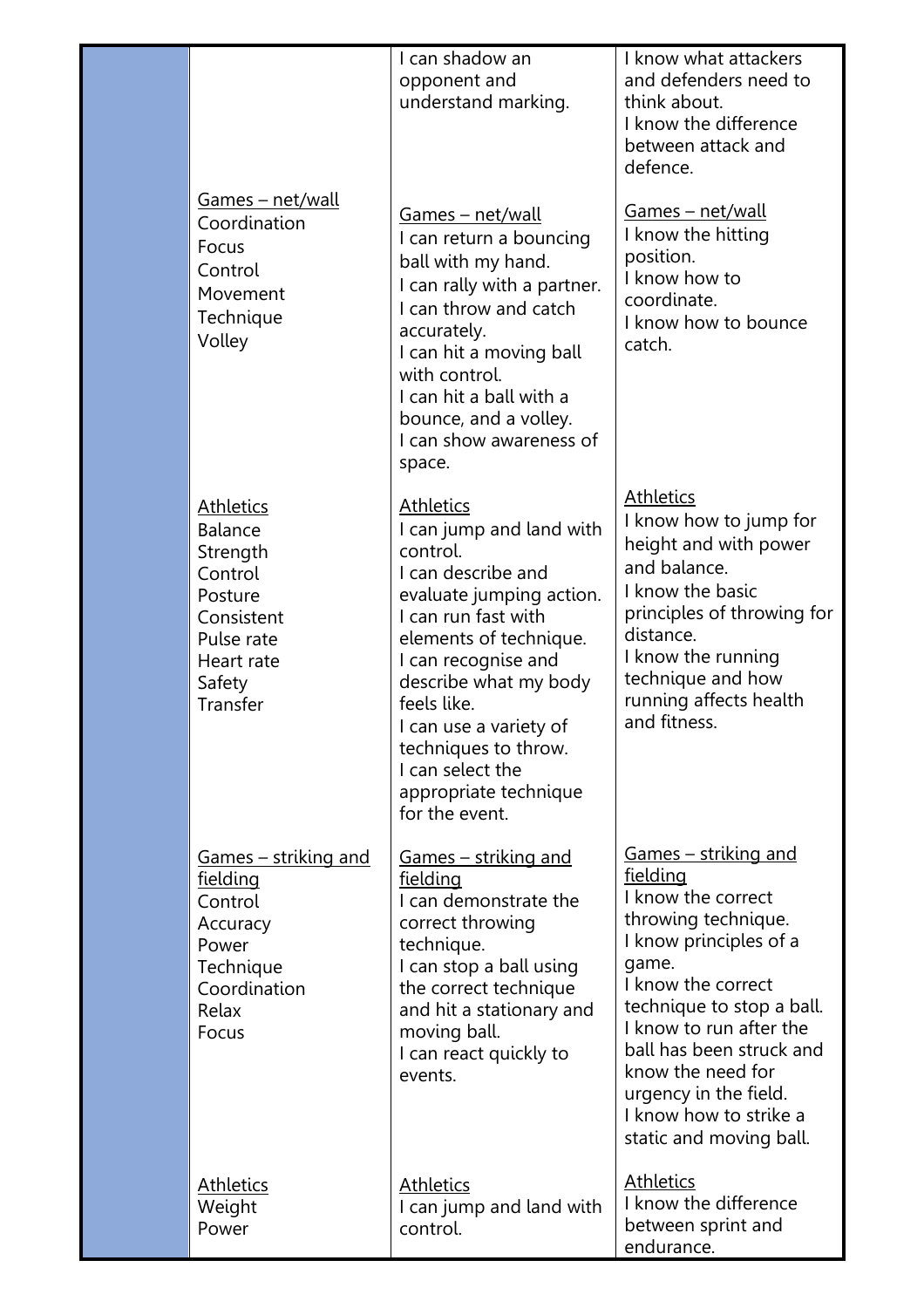|  |  |  |  |
|---|---|---|---|
|  |  | I can shadow an opponent and understand marking. | I know what attackers and defenders need to think about.<br>I know the difference between attack and defence. |
|  | <u>Games – net/wall</u><br>Coordination<br>Focus<br>Control<br>Movement<br>Technique<br>Volley | <u>Games – net/wall</u><br>I can return a bouncing ball with my hand.<br>I can rally with a partner.<br>I can throw and catch accurately.<br>I can hit a moving ball with control.<br>I can hit a ball with a bounce, and a volley.<br>I can show awareness of space. | <u>Games – net/wall</u><br>I know the hitting position.<br>I know how to coordinate.<br>I know how to bounce catch. |
|  | <u>Athletics</u><br>Balance<br>Strength<br>Control<br>Posture<br>Consistent<br>Pulse rate<br>Heart rate<br>Safety<br>Transfer | <u>Athletics</u><br>I can jump and land with control.<br>I can describe and evaluate jumping action.<br>I can run fast with elements of technique.<br>I can recognise and describe what my body feels like.<br>I can use a variety of techniques to throw.<br>I can select the appropriate technique for the event. | <u>Athletics</u><br>I know how to jump for height and with power and balance.<br>I know the basic principles of throwing for distance.<br>I know the running technique and how running affects health and fitness. |
|  | <u>Games – striking and fielding</u><br>Control<br>Accuracy<br>Power<br>Technique<br>Coordination<br>Relax<br>Focus | <u>Games – striking and fielding</u><br>I can demonstrate the correct throwing technique.<br>I can stop a ball using the correct technique and hit a stationary and moving ball.<br>I can react quickly to events. | <u>Games – striking and fielding</u><br>I know the correct throwing technique.<br>I know principles of a game.<br>I know the correct technique to stop a ball.<br>I know to run after the ball has been struck and know the need for urgency in the field.<br>I know how to strike a static and moving ball. |
|  | <u>Athletics</u><br>Weight<br>Power | <u>Athletics</u><br>I can jump and land with control. | <u>Athletics</u><br>I know the difference between sprint and endurance. |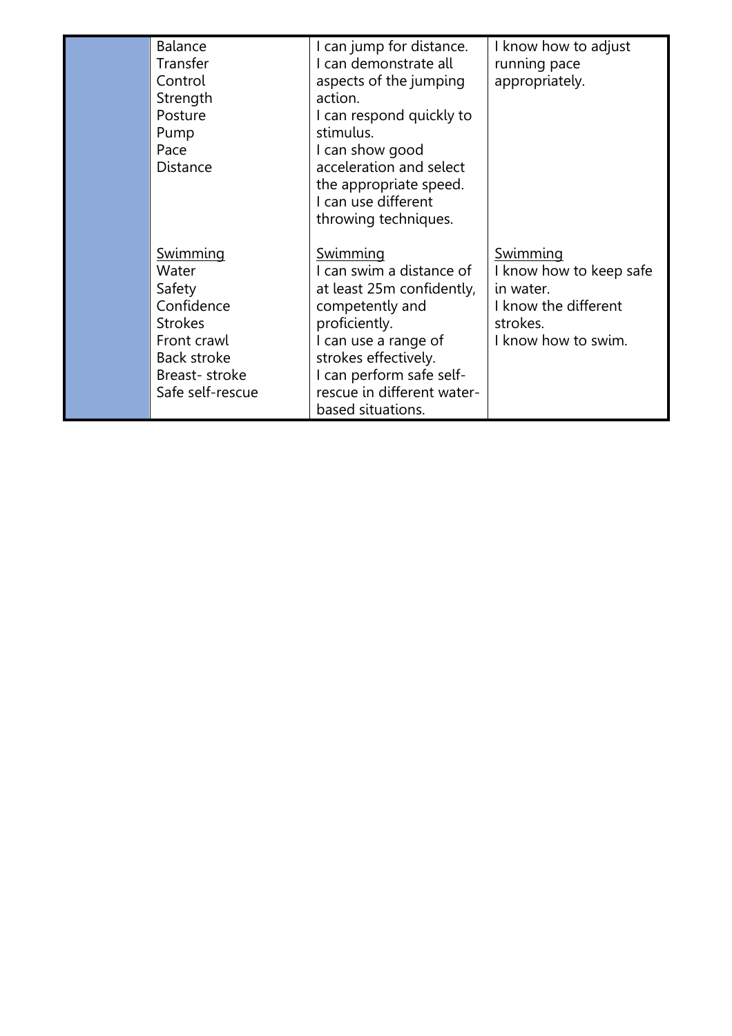| | | | |
|---|---|---|---|
| | Balance<br>Transfer<br>Control<br>Strength<br>Posture<br>Pump<br>Pace<br>Distance | I can jump for distance.<br>I can demonstrate all aspects of the jumping action.<br>I can respond quickly to stimulus.<br>I can show good acceleration and select the appropriate speed.<br>I can use different throwing techniques. | I know how to adjust running pace appropriately. |
| | Swimming<br>Water<br>Safety<br>Confidence<br>Strokes<br>Front crawl<br>Back stroke<br>Breast- stroke<br>Safe self-rescue | Swimming<br>I can swim a distance of at least 25m confidently, competently and proficiently.<br>I can use a range of strokes effectively.<br>I can perform safe self-rescue in different water-based situations. | Swimming<br>I know how to keep safe in water.<br>I know the different strokes.<br>I know how to swim. |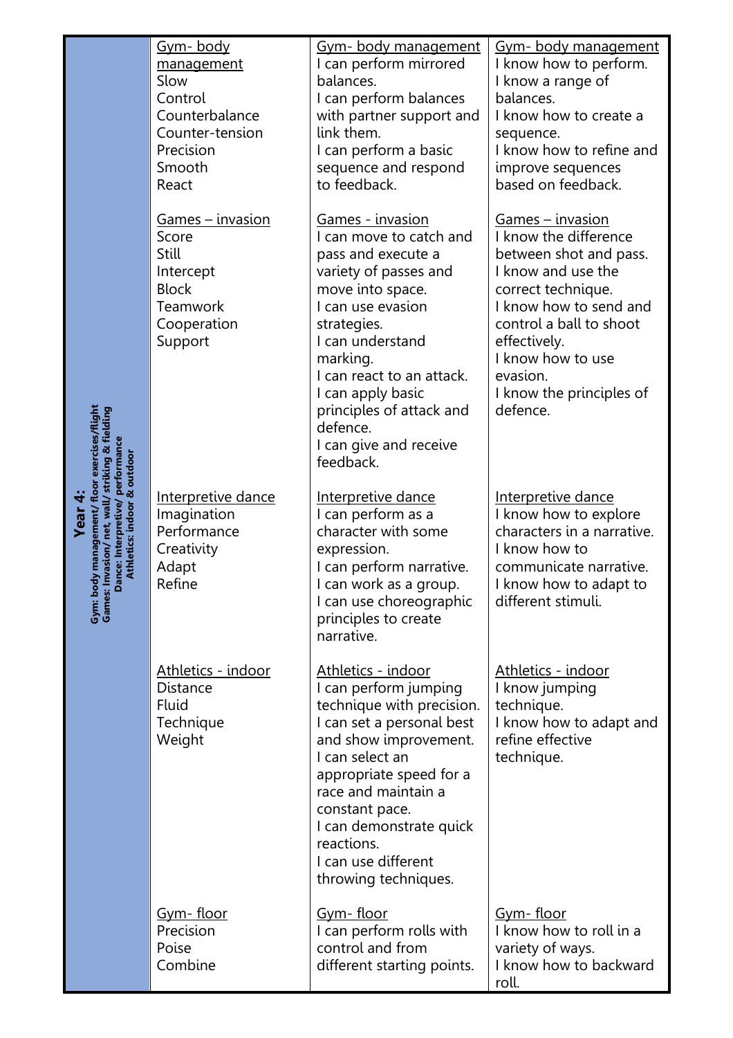| Year 4: Gym: body management/ floor exercises/flight Games: Invasion/ net, wall/ striking & fielding Dance: Interpretive/ performance Athletics: indoor & outdoor | | | |
|---|---|---|---|
| | Gym- body management<br>Slow<br>Control<br>Counterbalance<br>Counter-tension<br>Precision<br>Smooth<br>React | Gym- body management<br>I can perform mirrored balances.<br>I can perform balances with partner support and link them.<br>I can perform a basic sequence and respond to feedback. | Gym- body management<br>I know how to perform.<br>I know a range of balances.<br>I know how to create a sequence.<br>I know how to refine and improve sequences based on feedback. |
| | Games – invasion<br>Score<br>Still<br>Intercept<br>Block<br>Teamwork<br>Cooperation<br>Support | Games - invasion<br>I can move to catch and pass and execute a variety of passes and move into space.<br>I can use evasion strategies.<br>I can understand marking.<br>I can react to an attack.<br>I can apply basic principles of attack and defence.<br>I can give and receive feedback. | Games – invasion<br>I know the difference between shot and pass.<br>I know and use the correct technique.<br>I know how to send and control a ball to shoot effectively.<br>I know how to use evasion.<br>I know the principles of defence. |
| | Interpretive dance<br>Imagination<br>Performance<br>Creativity<br>Adapt<br>Refine | Interpretive dance<br>I can perform as a character with some expression.<br>I can perform narrative.<br>I can work as a group.<br>I can use choreographic principles to create narrative. | Interpretive dance<br>I know how to explore characters in a narrative.<br>I know how to communicate narrative.<br>I know how to adapt to different stimuli. |
| | Athletics - indoor<br>Distance<br>Fluid<br>Technique<br>Weight | Athletics - indoor<br>I can perform jumping technique with precision.<br>I can set a personal best and show improvement.<br>I can select an appropriate speed for a race and maintain a constant pace.<br>I can demonstrate quick reactions.<br>I can use different throwing techniques. | Athletics - indoor<br>I know jumping technique.<br>I know how to adapt and refine effective technique. |
| | Gym- floor<br>Precision<br>Poise<br>Combine | Gym- floor<br>I can perform rolls with control and from different starting points. | Gym- floor<br>I know how to roll in a variety of ways.<br>I know how to backward roll. |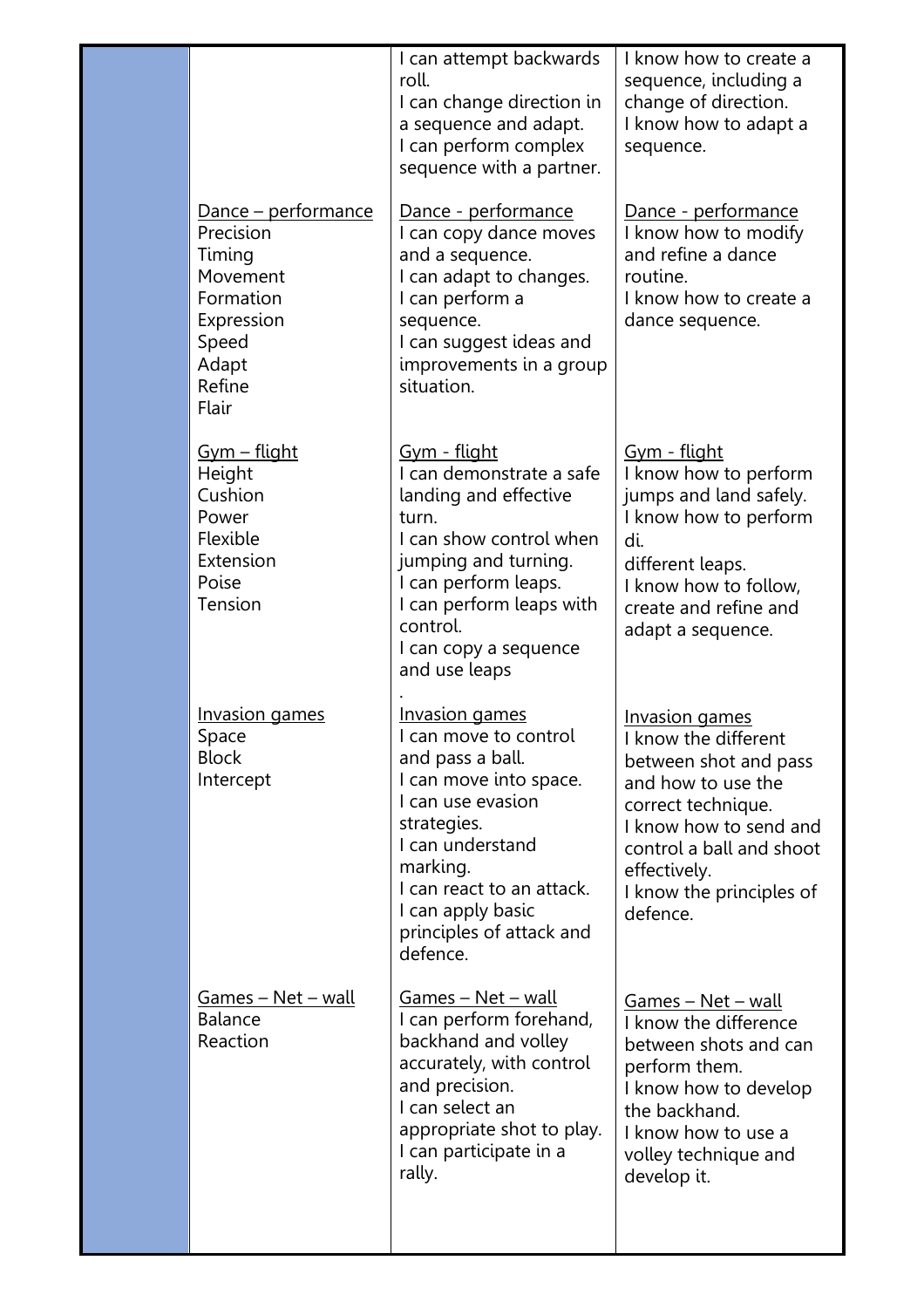| | | | |
|---|---|---|---|
| | | I can attempt backwards roll.<br>I can change direction in a sequence and adapt.<br>I can perform complex sequence with a partner. | I know how to create a sequence, including a change of direction.<br>I know how to adapt a sequence. |
| | <u>Dance – performance</u><br>Precision<br>Timing<br>Movement<br>Formation<br>Expression<br>Speed<br>Adapt<br>Refine<br>Flair | <u>Dance - performance</u><br>I can copy dance moves and a sequence.<br>I can adapt to changes.<br>I can perform a sequence.<br>I can suggest ideas and improvements in a group situation. | <u>Dance - performance</u><br>I know how to modify and refine a dance routine.<br>I know how to create a dance sequence. |
| | <u>Gym – flight</u><br>Height<br>Cushion<br>Power<br>Flexible<br>Extension<br>Poise<br>Tension | <u>Gym - flight</u><br>I can demonstrate a safe landing and effective turn.<br>I can show control when jumping and turning.<br>I can perform leaps.<br>I can perform leaps with control.<br>I can copy a sequence and use leaps<br>. | <u>Gym - flight</u><br>I know how to perform jumps and land safely.<br>I know how to perform di.<br>different leaps.<br>I know how to follow, create and refine and adapt a sequence. |
| | <u>Invasion games</u><br>Space<br>Block<br>Intercept | <u>Invasion games</u><br>I can move to control and pass a ball.<br>I can move into space.<br>I can use evasion strategies.<br>I can understand marking.<br>I can react to an attack.<br>I can apply basic principles of attack and defence. | <u>Invasion games</u><br>I know the different between shot and pass and how to use the correct technique.<br>I know how to send and control a ball and shoot effectively.<br>I know the principles of defence. |
| | <u>Games – Net – wall</u><br>Balance<br>Reaction | <u>Games – Net – wall</u><br>I can perform forehand, backhand and volley accurately, with control and precision.<br>I can select an appropriate shot to play.<br>I can participate in a rally. | <u>Games – Net – wall</u><br>I know the difference between shots and can perform them.<br>I know how to develop the backhand.<br>I know how to use a volley technique and develop it. |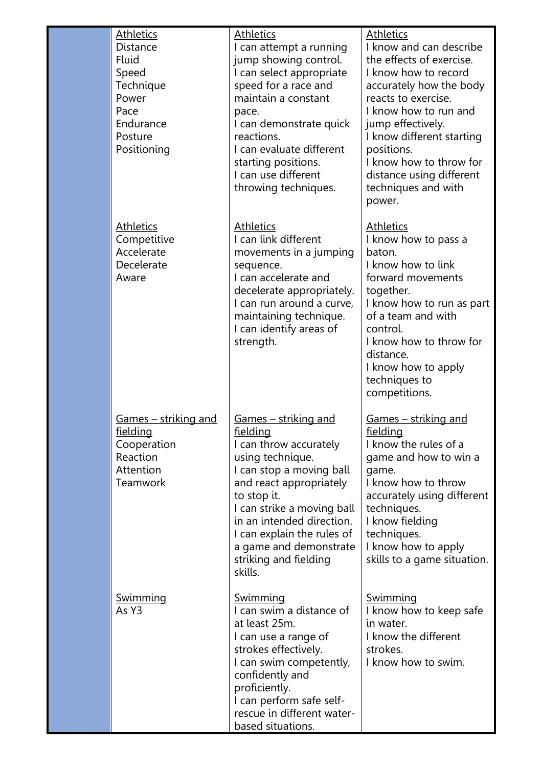| | | | |
|---|---|---|---|
| | <u>Athletics</u><br>Distance<br>Fluid<br>Speed<br>Technique<br>Power<br>Pace<br>Endurance<br>Posture<br>Positioning | <u>Athletics</u><br>I can attempt a running jump showing control.<br>I can select appropriate speed for a race and maintain a constant pace.<br>I can demonstrate quick reactions.<br>I can evaluate different starting positions.<br>I can use different throwing techniques. | <u>Athletics</u><br>I know and can describe the effects of exercise.<br>I know how to record accurately how the body reacts to exercise.<br>I know how to run and jump effectively.<br>I know different starting positions.<br>I know how to throw for distance using different techniques and with power. |
| | <u>Athletics</u><br>Competitive<br>Accelerate<br>Decelerate<br>Aware | <u>Athletics</u><br>I can link different movements in a jumping sequence.<br>I can accelerate and decelerate appropriately.<br>I can run around a curve, maintaining technique.<br>I can identify areas of strength. | <u>Athletics</u><br>I know how to pass a baton.<br>I know how to link forward movements together.<br>I know how to run as part of a team and with control.<br>I know how to throw for distance.<br>I know how to apply techniques to competitions. |
| | <u>Games – striking and fielding</u><br>Cooperation<br>Reaction<br>Attention<br>Teamwork | <u>Games – striking and fielding</u><br>I can throw accurately using technique.<br>I can stop a moving ball and react appropriately to stop it.<br>I can strike a moving ball in an intended direction.<br>I can explain the rules of a game and demonstrate striking and fielding skills. | <u>Games – striking and fielding</u><br>I know the rules of a game and how to win a game.<br>I know how to throw accurately using different techniques.<br>I know fielding techniques.<br>I know how to apply skills to a game situation. |
| | <u>Swimming</u><br>As Y3 | <u>Swimming</u><br>I can swim a distance of at least 25m.<br>I can use a range of strokes effectively.<br>I can swim competently, confidently and proficiently.<br>I can perform safe self-rescue in different water-based situations. | <u>Swimming</u><br>I know how to keep safe in water.<br>I know the different strokes.<br>I know how to swim. |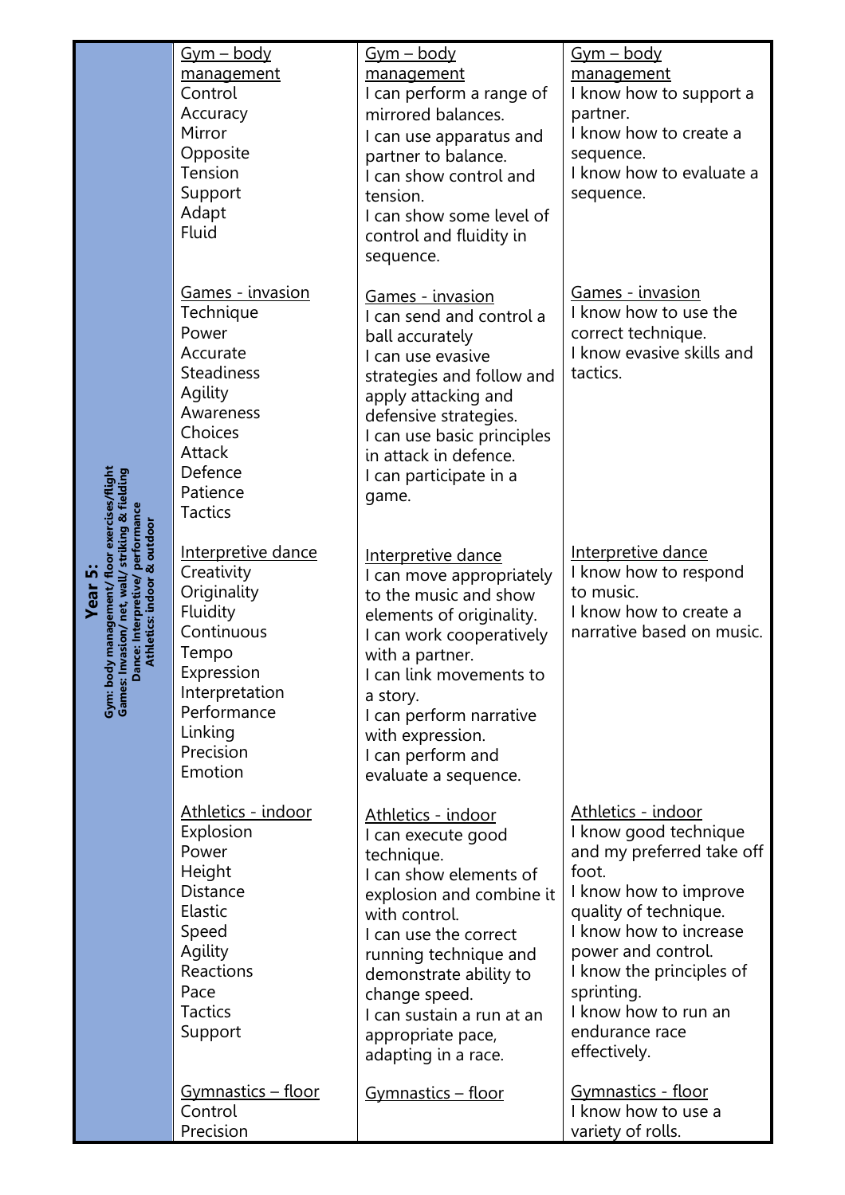| Year 5: Gym: body management/ floor exercises/flight Games: Invasion/ net, wall/ striking & fielding Dance: Interpretive/ performance Athletics: indoor & outdoor | | | |
|---|---|---|---|
| | <u>Gym – body management</u><br>Control<br>Accuracy<br>Mirror<br>Opposite<br>Tension<br>Support<br>Adapt<br>Fluid | <u>Gym – body management</u><br>I can perform a range of mirrored balances.<br>I can use apparatus and partner to balance.<br>I can show control and tension.<br>I can show some level of control and fluidity in sequence. | <u>Gym – body management</u><br>I know how to support a partner.<br>I know how to create a sequence.<br>I know how to evaluate a sequence. |
| | <u>Games - invasion</u><br>Technique<br>Power<br>Accurate<br>Steadiness<br>Agility<br>Awareness<br>Choices<br>Attack<br>Defence<br>Patience<br>Tactics | <u>Games - invasion</u><br>I can send and control a ball accurately<br>I can use evasive strategies and follow and apply attacking and defensive strategies.<br>I can use basic principles in attack in defence.<br>I can participate in a game. | <u>Games - invasion</u><br>I know how to use the correct technique.<br>I know evasive skills and tactics. |
| | <u>Interpretive dance</u><br>Creativity<br>Originality<br>Fluidity<br>Continuous<br>Tempo<br>Expression<br>Interpretation<br>Performance<br>Linking<br>Precision<br>Emotion | <u>Interpretive dance</u><br>I can move appropriately to the music and show elements of originality.<br>I can work cooperatively with a partner.<br>I can link movements to a story.<br>I can perform narrative with expression.<br>I can perform and evaluate a sequence. | <u>Interpretive dance</u><br>I know how to respond to music.<br>I know how to create a narrative based on music. |
| | <u>Athletics - indoor</u><br>Explosion<br>Power<br>Height<br>Distance<br>Elastic<br>Speed<br>Agility<br>Reactions<br>Pace<br>Tactics<br>Support | <u>Athletics - indoor</u><br>I can execute good technique.<br>I can show elements of explosion and combine it with control.<br>I can use the correct running technique and demonstrate ability to change speed.<br>I can sustain a run at an appropriate pace, adapting in a race. | <u>Athletics - indoor</u><br>I know good technique and my preferred take off foot.<br>I know how to improve quality of technique.<br>I know how to increase power and control.<br>I know the principles of sprinting.<br>I know how to run an endurance race effectively. |
| | <u>Gymnastics – floor</u><br>Control<br>Precision | <u>Gymnastics – floor</u> | <u>Gymnastics - floor</u><br>I know how to use a variety of rolls. |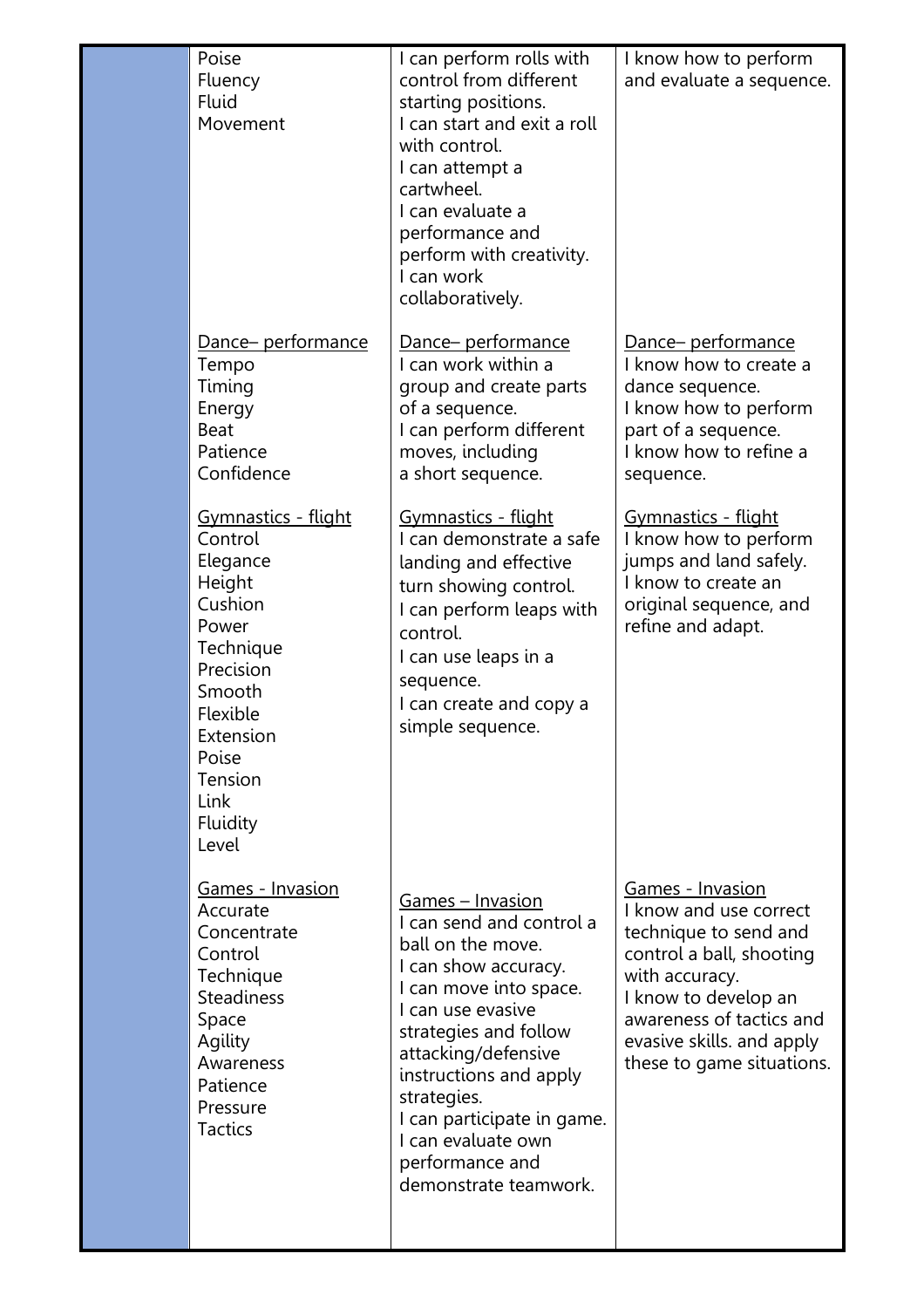| | | | |
|---|---|---|---|
| | Poise<br>Fluency<br>Fluid<br>Movement | I can perform rolls with control from different starting positions.<br>I can start and exit a roll with control.<br>I can attempt a cartwheel.<br>I can evaluate a performance and perform with creativity.<br>I can work collaboratively. | I know how to perform and evaluate a sequence. |
| | Dance– performance<br>Tempo<br>Timing<br>Energy<br>Beat<br>Patience<br>Confidence | Dance– performance<br>I can work within a group and create parts of a sequence.<br>I can perform different moves, including a short sequence. | Dance– performance<br>I know how to create a dance sequence.<br>I know how to perform part of a sequence.<br>I know how to refine a sequence. |
| | Gymnastics - flight<br>Control<br>Elegance<br>Height<br>Cushion<br>Power<br>Technique<br>Precision<br>Smooth<br>Flexible<br>Extension<br>Poise<br>Tension<br>Link<br>Fluidity<br>Level | Gymnastics - flight<br>I can demonstrate a safe landing and effective turn showing control.<br>I can perform leaps with control.<br>I can use leaps in a sequence.<br>I can create and copy a simple sequence. | Gymnastics - flight<br>I know how to perform jumps and land safely.<br>I know to create an original sequence, and refine and adapt. |
| | Games - Invasion<br>Accurate<br>Concentrate<br>Control<br>Technique<br>Steadiness<br>Space<br>Agility<br>Awareness<br>Patience<br>Pressure<br>Tactics | Games – Invasion<br>I can send and control a ball on the move.<br>I can show accuracy.<br>I can move into space.<br>I can use evasive strategies and follow attacking/defensive instructions and apply strategies.<br>I can participate in game.<br>I can evaluate own performance and demonstrate teamwork. | Games - Invasion<br>I know and use correct technique to send and control a ball, shooting with accuracy.<br>I know to develop an awareness of tactics and evasive skills. and apply these to game situations. |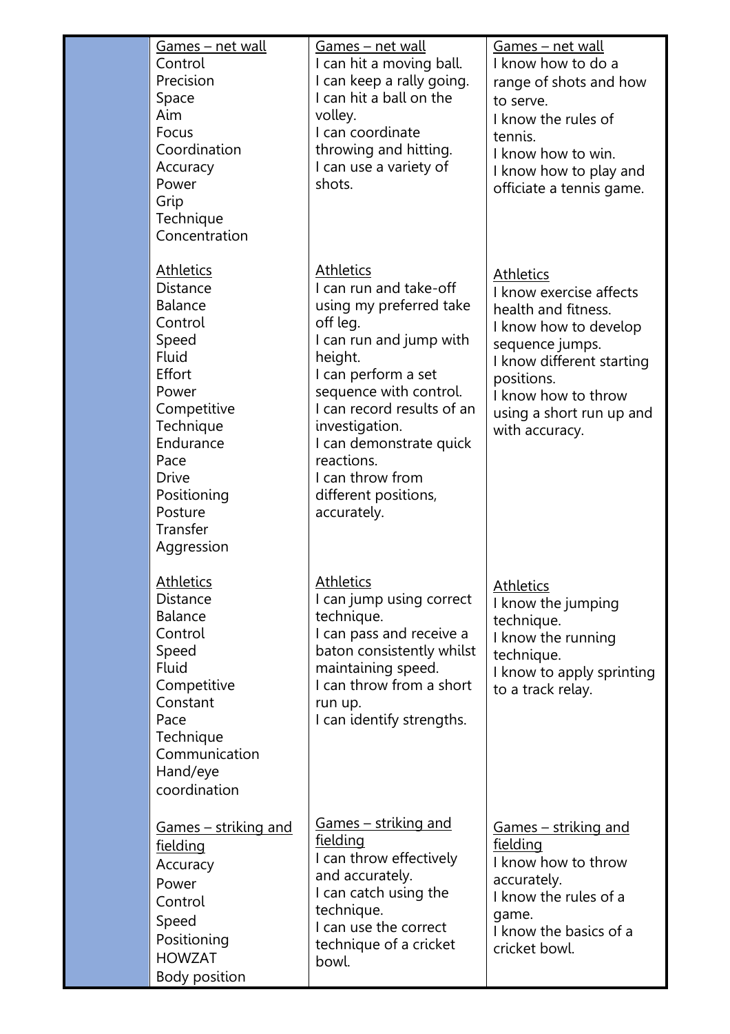| | | | |
|---|---|---|---|
| | <u>Games – net wall</u><br>Control<br>Precision<br>Space<br>Aim<br>Focus<br>Coordination<br>Accuracy<br>Power<br>Grip<br>Technique<br>Concentration | <u>Games – net wall</u><br>I can hit a moving ball.<br>I can keep a rally going.<br>I can hit a ball on the volley.<br>I can coordinate throwing and hitting.<br>I can use a variety of shots. | <u>Games – net wall</u><br>I know how to do a range of shots and how to serve.<br>I know the rules of tennis.<br>I know how to win.<br>I know how to play and officiate a tennis game. |
| | <u>Athletics</u><br>Distance<br>Balance<br>Control<br>Speed<br>Fluid<br>Effort<br>Power<br>Competitive<br>Technique<br>Endurance<br>Pace<br>Drive<br>Positioning<br>Posture<br>Transfer<br>Aggression | <u>Athletics</u><br>I can run and take-off using my preferred take off leg.<br>I can run and jump with height.<br>I can perform a set sequence with control.<br>I can record results of an investigation.<br>I can demonstrate quick reactions.<br>I can throw from different positions, accurately. | <u>Athletics</u><br>I know exercise affects health and fitness.<br>I know how to develop sequence jumps.<br>I know different starting positions.<br>I know how to throw using a short run up and with accuracy. |
| | <u>Athletics</u><br>Distance<br>Balance<br>Control<br>Speed<br>Fluid<br>Competitive<br>Constant<br>Pace<br>Technique<br>Communication<br>Hand/eye coordination | <u>Athletics</u><br>I can jump using correct technique.<br>I can pass and receive a baton consistently whilst maintaining speed.<br>I can throw from a short run up.<br>I can identify strengths. | <u>Athletics</u><br>I know the jumping technique.<br>I know the running technique.<br>I know to apply sprinting to a track relay. |
| | <u>Games – striking and fielding</u><br>Accuracy<br>Power<br>Control<br>Speed<br>Positioning<br>HOWZAT<br>Body position | <u>Games – striking and fielding</u><br>I can throw effectively and accurately.<br>I can catch using the technique.<br>I can use the correct technique of a cricket bowl. | <u>Games – striking and fielding</u><br>I know how to throw accurately.<br>I know the rules of a game.<br>I know the basics of a cricket bowl. |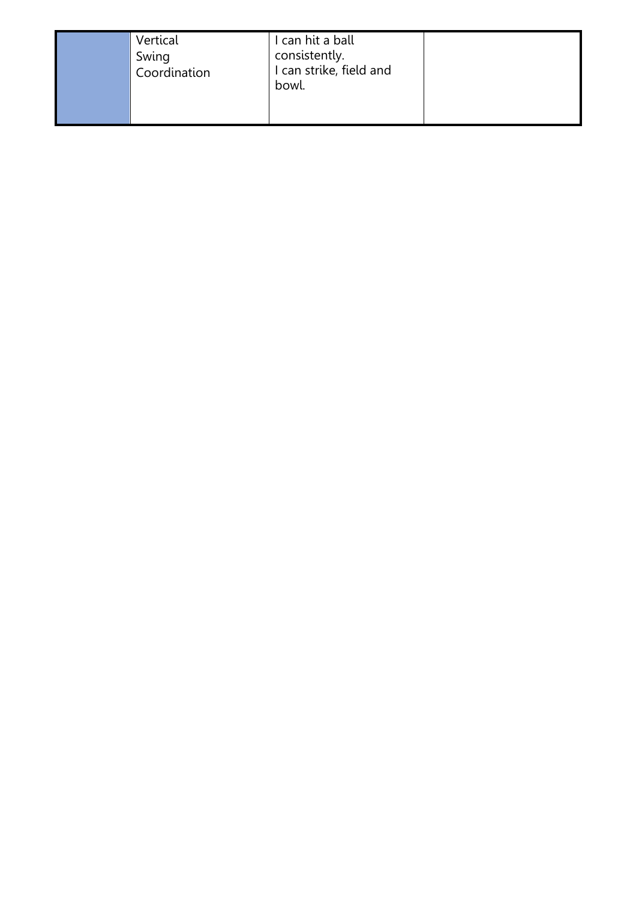| | | | |
|---|---|---|---|
| | Vertical<br>Swing<br>Coordination | I can hit a ball consistently.<br>I can strike, field and bowl. | |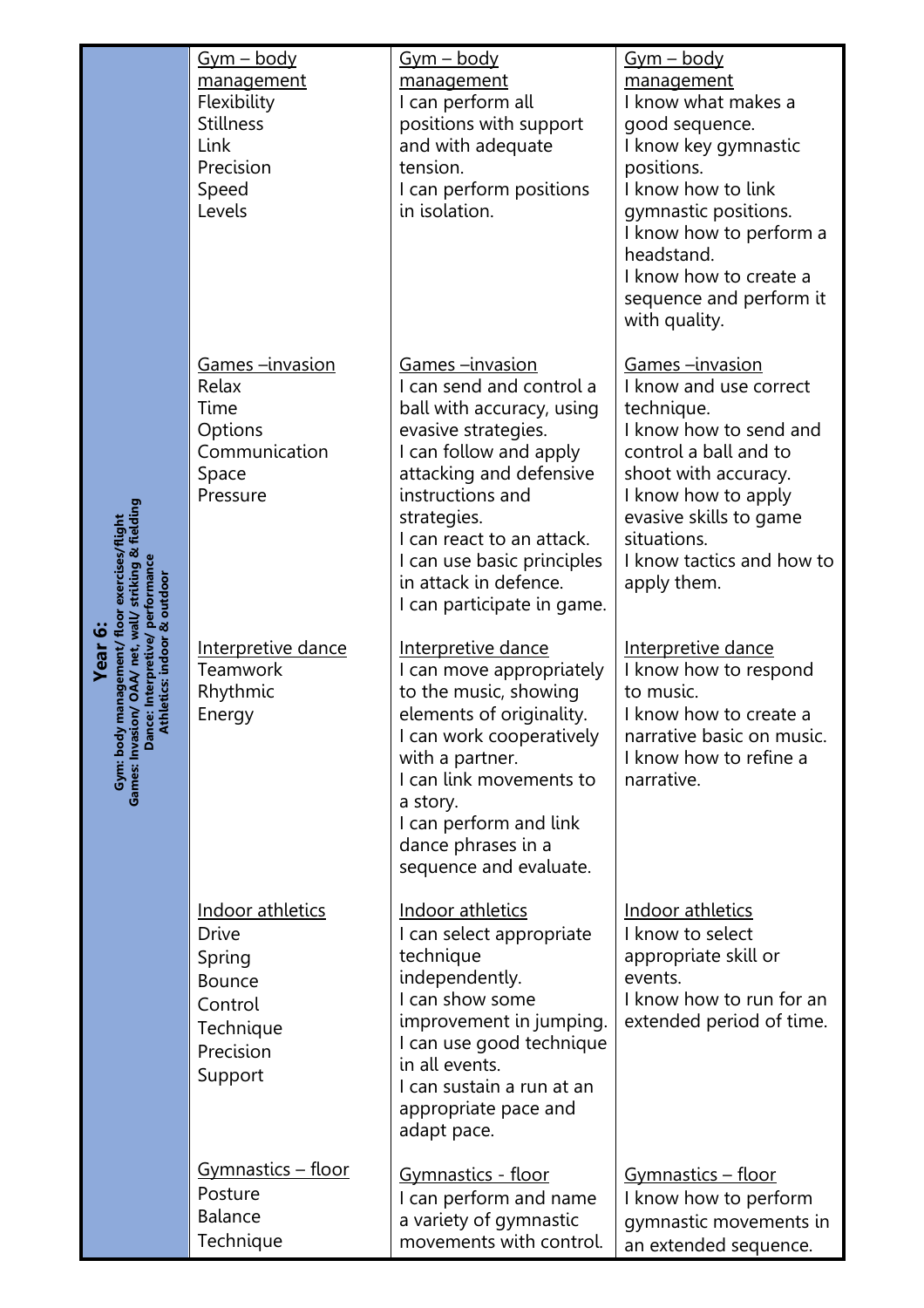| Year 6: Gym: body management/ floor exercises/flight Games: Invasion/ OAA/ net, wall/ striking & fielding Dance: Interpretive/ performance Athletics: indoor & outdoor | | | |
|---|---|---|---|
| | <u>Gym – body management</u><br>Flexibility<br>Stillness<br>Link<br>Precision<br>Speed<br>Levels | <u>Gym – body management</u><br>I can perform all positions with support and with adequate tension.<br>I can perform positions in isolation. | <u>Gym – body management</u><br>I know what makes a good sequence.<br>I know key gymnastic positions.<br>I know how to link gymnastic positions.<br>I know how to perform a headstand.<br>I know how to create a sequence and perform it with quality. |
| | <u>Games –invasion</u><br>Relax<br>Time<br>Options<br>Communication<br>Space<br>Pressure | <u>Games –invasion</u><br>I can send and control a ball with accuracy, using evasive strategies.<br>I can follow and apply attacking and defensive instructions and strategies.<br>I can react to an attack.<br>I can use basic principles in attack in defence.<br>I can participate in game. | <u>Games –invasion</u><br>I know and use correct technique.<br>I know how to send and control a ball and to shoot with accuracy.<br>I know how to apply evasive skills to game situations.<br>I know tactics and how to apply them. |
| | <u>Interpretive dance</u><br>Teamwork<br>Rhythmic<br>Energy | <u>Interpretive dance</u><br>I can move appropriately to the music, showing elements of originality.<br>I can work cooperatively with a partner.<br>I can link movements to a story.<br>I can perform and link dance phrases in a sequence and evaluate. | <u>Interpretive dance</u><br>I know how to respond to music.<br>I know how to create a narrative basic on music.<br>I know how to refine a narrative. |
| | <u>Indoor athletics</u><br>Drive<br>Spring<br>Bounce<br>Control<br>Technique<br>Precision<br>Support | <u>Indoor athletics</u><br>I can select appropriate technique independently.<br>I can show some improvement in jumping.<br>I can use good technique in all events.<br>I can sustain a run at an appropriate pace and adapt pace. | <u>Indoor athletics</u><br>I know to select appropriate skill or events.<br>I know how to run for an extended period of time. |
| | <u>Gymnastics – floor</u><br>Posture<br>Balance<br>Technique | <u>Gymnastics - floor</u><br>I can perform and name a variety of gymnastic movements with control. | <u>Gymnastics – floor</u><br>I know how to perform gymnastic movements in an extended sequence. |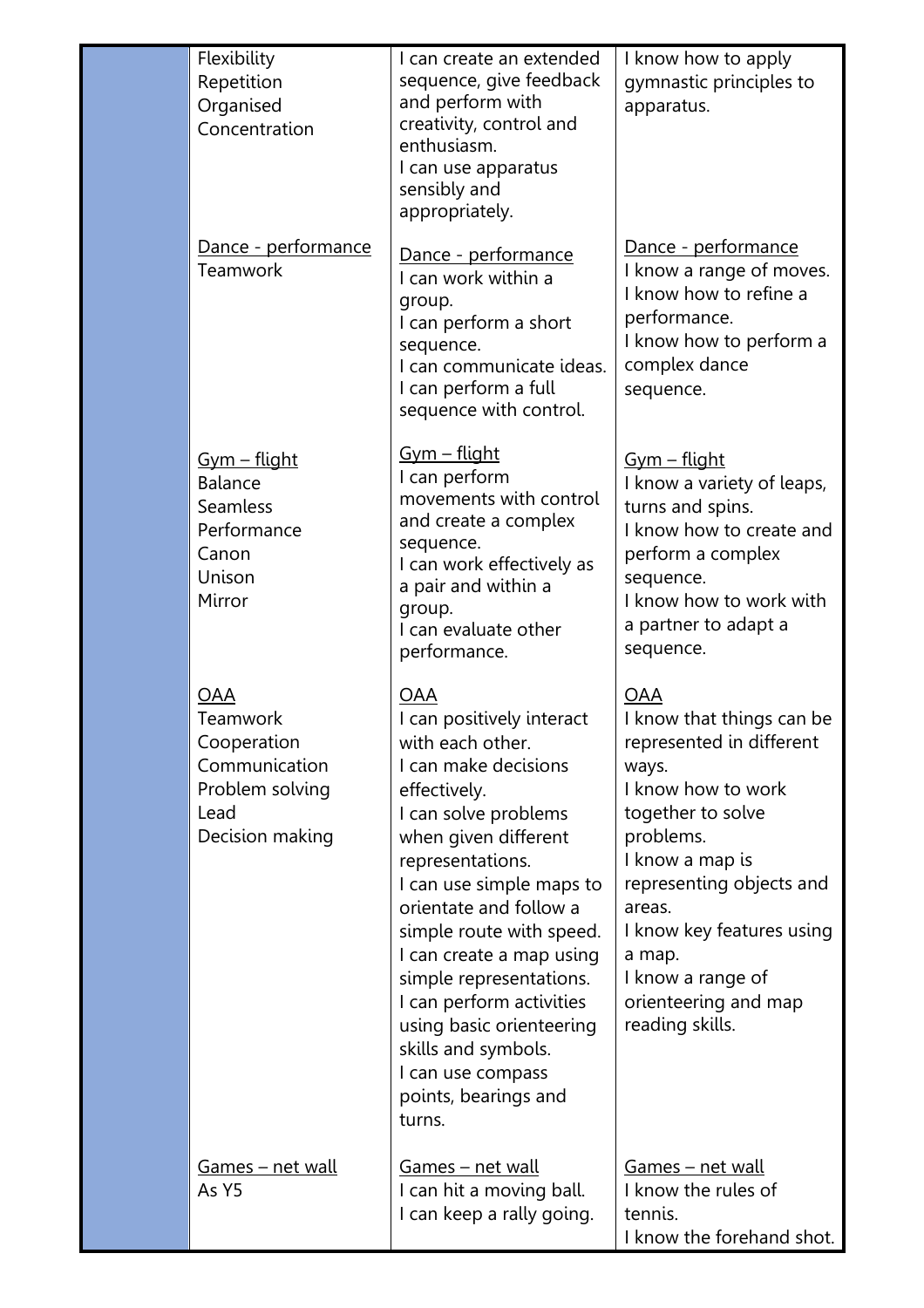| | | | |
|---|---|---|---|
| | Flexibility<br>Repetition<br>Organised<br>Concentration | I can create an extended sequence, give feedback and perform with creativity, control and enthusiasm.<br>I can use apparatus sensibly and appropriately. | I know how to apply gymnastic principles to apparatus. |
| | <u>Dance - performance</u><br>Teamwork | <u>Dance - performance</u><br>I can work within a group.<br>I can perform a short sequence.<br>I can communicate ideas.<br>I can perform a full sequence with control. | <u>Dance - performance</u><br>I know a range of moves.<br>I know how to refine a performance.<br>I know how to perform a complex dance sequence. |
| | <u>Gym – flight</u><br>Balance<br>Seamless<br>Performance<br>Canon<br>Unison<br>Mirror | <u>Gym – flight</u><br>I can perform movements with control and create a complex sequence.<br>I can work effectively as a pair and within a group.<br>I can evaluate other performance. | <u>Gym – flight</u><br>I know a variety of leaps, turns and spins.<br>I know how to create and perform a complex sequence.<br>I know how to work with a partner to adapt a sequence. |
| | <u>OAA</u><br>Teamwork<br>Cooperation<br>Communication<br>Problem solving<br>Lead<br>Decision making | <u>OAA</u><br>I can positively interact with each other.<br>I can make decisions effectively.<br>I can solve problems when given different representations.<br>I can use simple maps to orientate and follow a simple route with speed.<br>I can create a map using simple representations.<br>I can perform activities using basic orienteering skills and symbols.<br>I can use compass points, bearings and turns. | <u>OAA</u><br>I know that things can be represented in different ways.<br>I know how to work together to solve problems.<br>I know a map is representing objects and areas.<br>I know key features using a map.<br>I know a range of orienteering and map reading skills. |
| | <u>Games – net wall</u><br>As Y5 | <u>Games – net wall</u><br>I can hit a moving ball.<br>I can keep a rally going. | <u>Games – net wall</u><br>I know the rules of tennis.<br>I know the forehand shot. |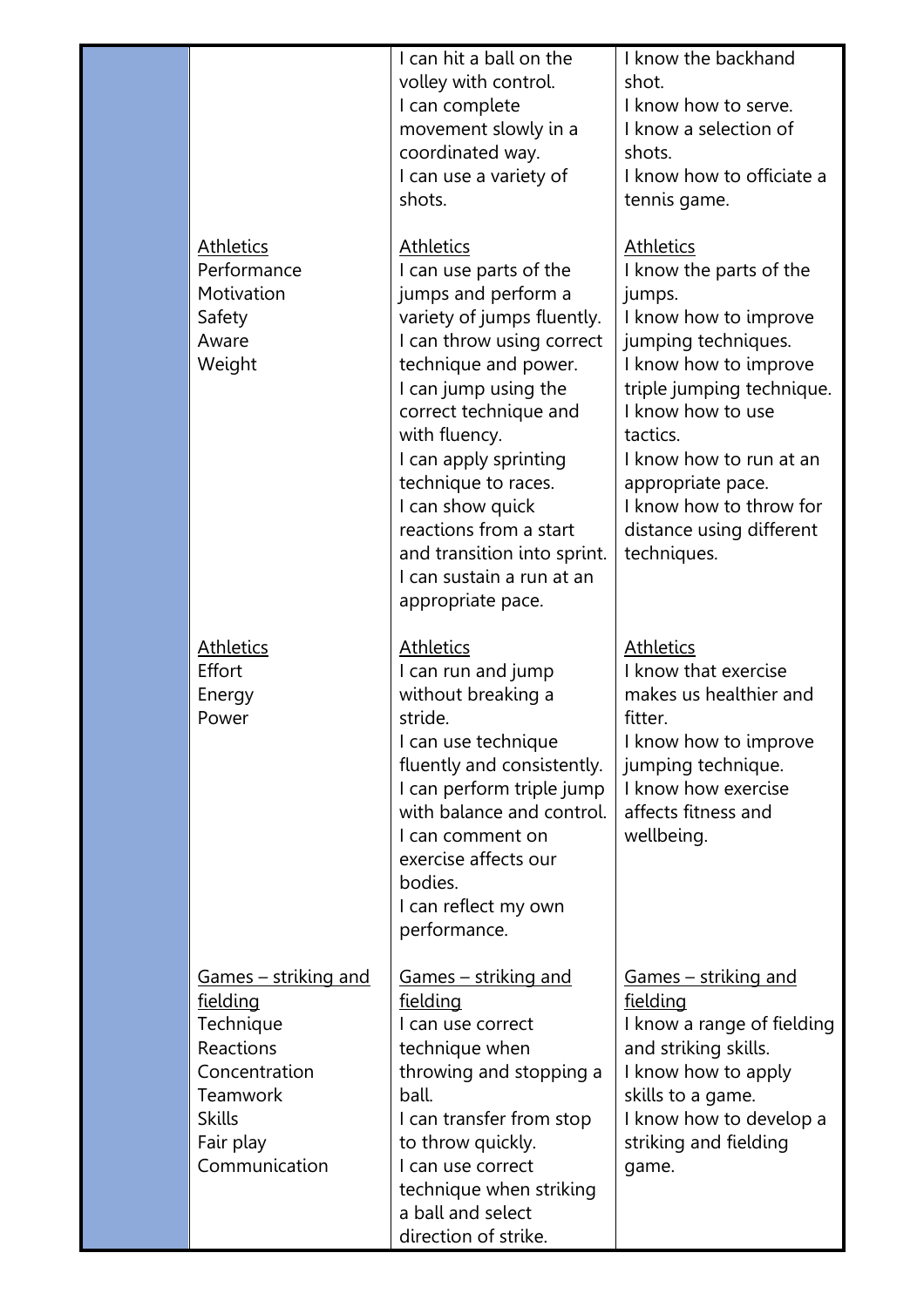| | | | |
|---|---|---|---|
| | | I can hit a ball on the volley with control.<br>I can complete movement slowly in a coordinated way.<br>I can use a variety of shots. | I know the backhand shot.<br>I know how to serve.<br>I know a selection of shots.<br>I know how to officiate a tennis game. |
| | <u>Athletics</u><br>Performance<br>Motivation<br>Safety<br>Aware<br>Weight | <u>Athletics</u><br>I can use parts of the jumps and perform a variety of jumps fluently.<br>I can throw using correct technique and power.<br>I can jump using the correct technique and with fluency.<br>I can apply sprinting technique to races.<br>I can show quick reactions from a start and transition into sprint.<br>I can sustain a run at an appropriate pace. | <u>Athletics</u><br>I know the parts of the jumps.<br>I know how to improve jumping techniques.<br>I know how to improve triple jumping technique.<br>I know how to use tactics.<br>I know how to run at an appropriate pace.<br>I know how to throw for distance using different techniques. |
| | <u>Athletics</u><br>Effort<br>Energy<br>Power | <u>Athletics</u><br>I can run and jump without breaking a stride.<br>I can use technique fluently and consistently.<br>I can perform triple jump with balance and control.<br>I can comment on exercise affects our bodies.<br>I can reflect my own performance. | <u>Athletics</u><br>I know that exercise makes us healthier and fitter.<br>I know how to improve jumping technique.<br>I know how exercise affects fitness and wellbeing. |
| | <u>Games – striking and fielding</u><br>Technique<br>Reactions<br>Concentration<br>Teamwork<br>Skills<br>Fair play<br>Communication | <u>Games – striking and fielding</u><br>I can use correct technique when throwing and stopping a ball.<br>I can transfer from stop to throw quickly.<br>I can use correct technique when striking a ball and select direction of strike. | <u>Games – striking and fielding</u><br>I know a range of fielding and striking skills.<br>I know how to apply skills to a game.<br>I know how to develop a striking and fielding game. |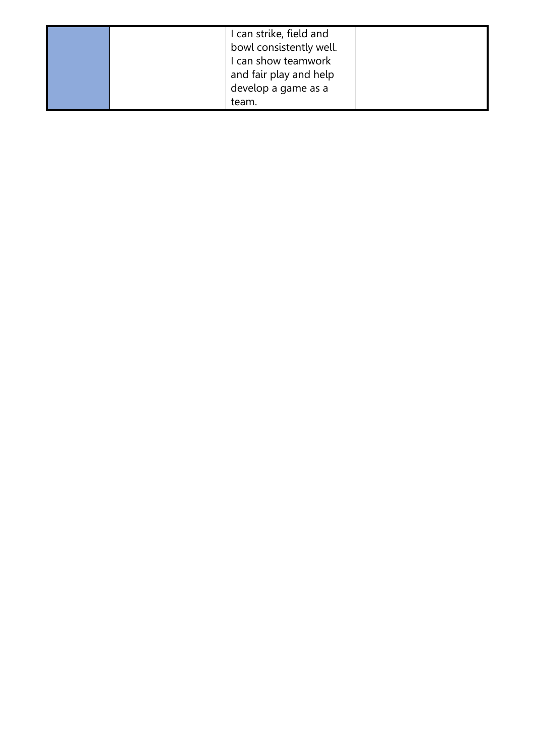| | | | |
|---|---|---|---|
| | | I can strike, field and bowl consistently well. I can show teamwork and fair play and help develop a game as a team. | |